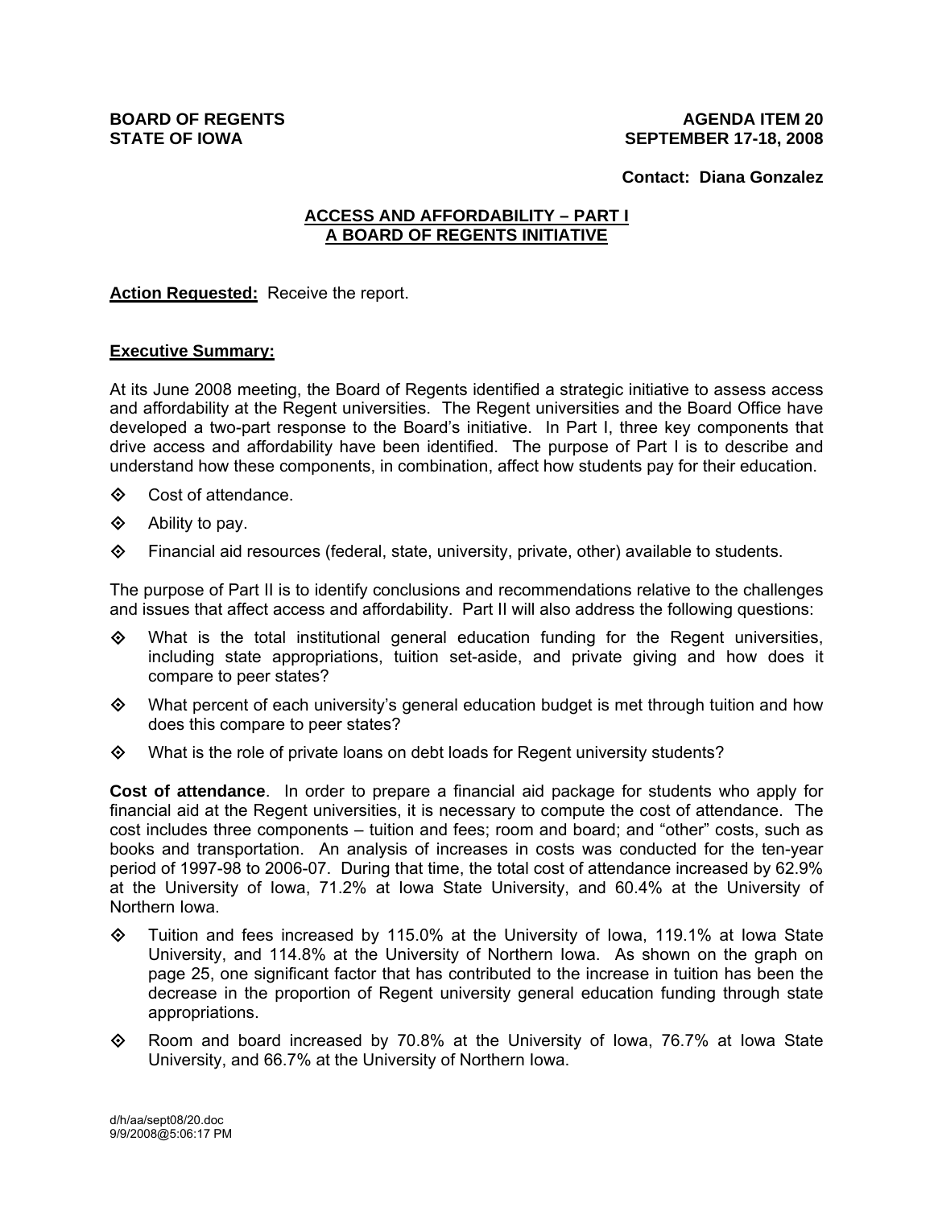**BOARD OF REGENTS**
**STATE OF IOWA**

**AGENDA ITEM 20**
**SEPTEMBER 17-18, 2008**

**Contact: Diana Gonzalez**

## ACCESS AND AFFORDABILITY – PART I
## A BOARD OF REGENTS INITIATIVE

**Action Requested:** Receive the report.

**Executive Summary:**

At its June 2008 meeting, the Board of Regents identified a strategic initiative to assess access and affordability at the Regent universities. The Regent universities and the Board Office have developed a two-part response to the Board's initiative. In Part I, three key components that drive access and affordability have been identified. The purpose of Part I is to describe and understand how these components, in combination, affect how students pay for their education.

- Cost of attendance.
- Ability to pay.
- Financial aid resources (federal, state, university, private, other) available to students.

The purpose of Part II is to identify conclusions and recommendations relative to the challenges and issues that affect access and affordability. Part II will also address the following questions:

- What is the total institutional general education funding for the Regent universities, including state appropriations, tuition set-aside, and private giving and how does it compare to peer states?
- What percent of each university's general education budget is met through tuition and how does this compare to peer states?
- What is the role of private loans on debt loads for Regent university students?

**Cost of attendance**. In order to prepare a financial aid package for students who apply for financial aid at the Regent universities, it is necessary to compute the cost of attendance. The cost includes three components – tuition and fees; room and board; and "other" costs, such as books and transportation. An analysis of increases in costs was conducted for the ten-year period of 1997-98 to 2006-07. During that time, the total cost of attendance increased by 62.9% at the University of Iowa, 71.2% at Iowa State University, and 60.4% at the University of Northern Iowa.

- Tuition and fees increased by 115.0% at the University of Iowa, 119.1% at Iowa State University, and 114.8% at the University of Northern Iowa. As shown on the graph on page 25, one significant factor that has contributed to the increase in tuition has been the decrease in the proportion of Regent university general education funding through state appropriations.
- Room and board increased by 70.8% at the University of Iowa, 76.7% at Iowa State University, and 66.7% at the University of Northern Iowa.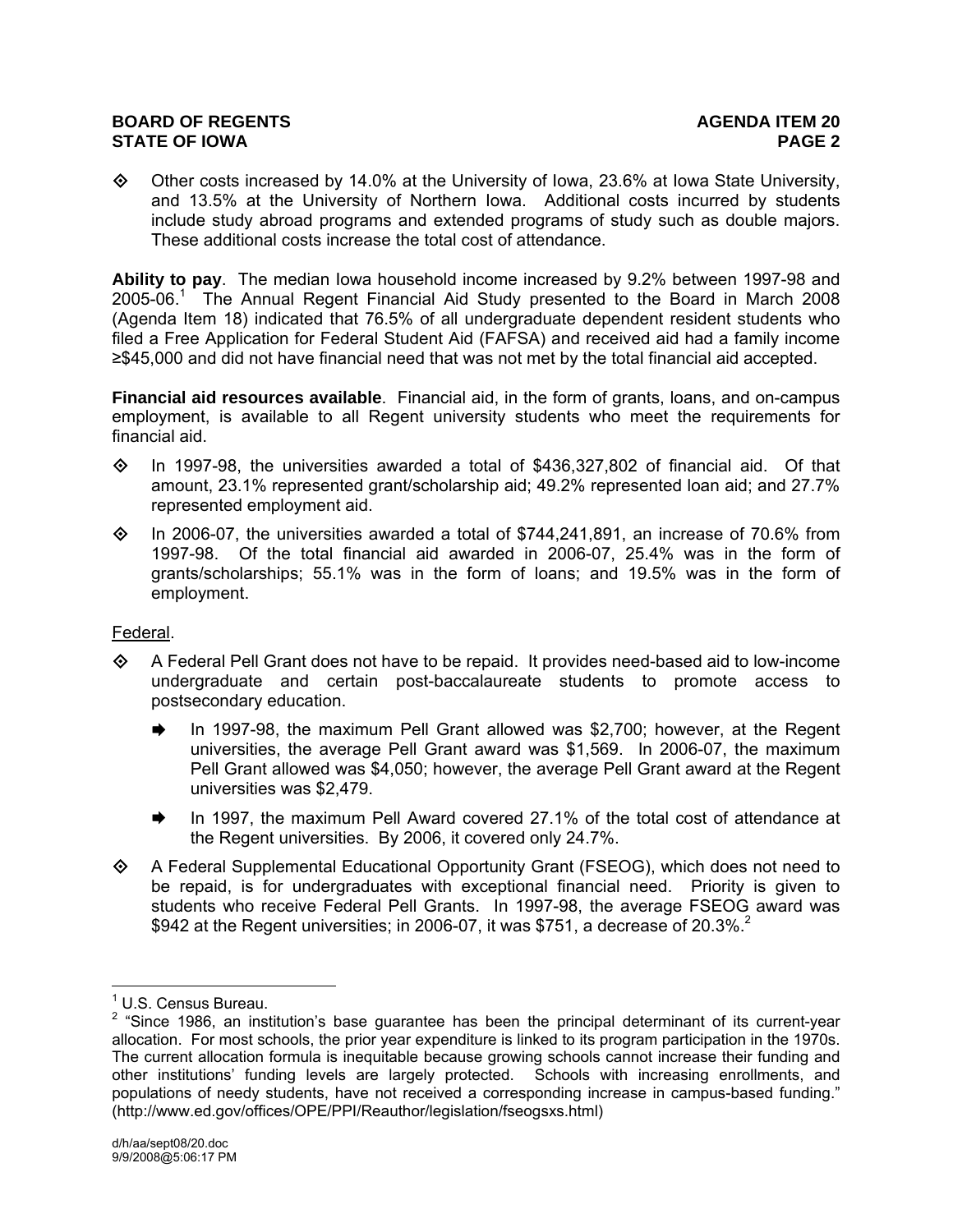- Other costs increased by 14.0% at the University of Iowa, 23.6% at Iowa State University, and 13.5% at the University of Northern Iowa. Additional costs incurred by students include study abroad programs and extended programs of study such as double majors. These additional costs increase the total cost of attendance.

**Ability to pay**. The median Iowa household income increased by 9.2% between 1997-98 and 2005-06.[1] The Annual Regent Financial Aid Study presented to the Board in March 2008 (Agenda Item 18) indicated that 76.5% of all undergraduate dependent resident students who filed a Free Application for Federal Student Aid (FAFSA) and received aid had a family income ≥$45,000 and did not have financial need that was not met by the total financial aid accepted.

**Financial aid resources available**. Financial aid, in the form of grants, loans, and on-campus employment, is available to all Regent university students who meet the requirements for financial aid.

- In 1997-98, the universities awarded a total of $436,327,802 of financial aid. Of that amount, 23.1% represented grant/scholarship aid; 49.2% represented loan aid; and 27.7% represented employment aid.
- In 2006-07, the universities awarded a total of $744,241,891, an increase of 70.6% from 1997-98. Of the total financial aid awarded in 2006-07, 25.4% was in the form of grants/scholarships; 55.1% was in the form of loans; and 19.5% was in the form of employment.

Federal.

- A Federal Pell Grant does not have to be repaid. It provides need-based aid to low-income undergraduate and certain post-baccalaureate students to promote access to postsecondary education.
  - In 1997-98, the maximum Pell Grant allowed was $2,700; however, at the Regent universities, the average Pell Grant award was $1,569. In 2006-07, the maximum Pell Grant allowed was $4,050; however, the average Pell Grant award at the Regent universities was $2,479.
  - In 1997, the maximum Pell Award covered 27.1% of the total cost of attendance at the Regent universities. By 2006, it covered only 24.7%.
- A Federal Supplemental Educational Opportunity Grant (FSEOG), which does not need to be repaid, is for undergraduates with exceptional financial need. Priority is given to students who receive Federal Pell Grants. In 1997-98, the average FSEOG award was $942 at the Regent universities; in 2006-07, it was $751, a decrease of 20.3%.[2]

---

[1] U.S. Census Bureau.

[2] "Since 1986, an institution's base guarantee has been the principal determinant of its current-year allocation. For most schools, the prior year expenditure is linked to its program participation in the 1970s. The current allocation formula is inequitable because growing schools cannot increase their funding and other institutions' funding levels are largely protected. Schools with increasing enrollments, and populations of needy students, have not received a corresponding increase in campus-based funding." (http://www.ed.gov/offices/OPE/PPI/Reauthor/legislation/fseogsxs.html)

d/h/aa/sept08/20.doc
9/9/2008@5:06:17 PM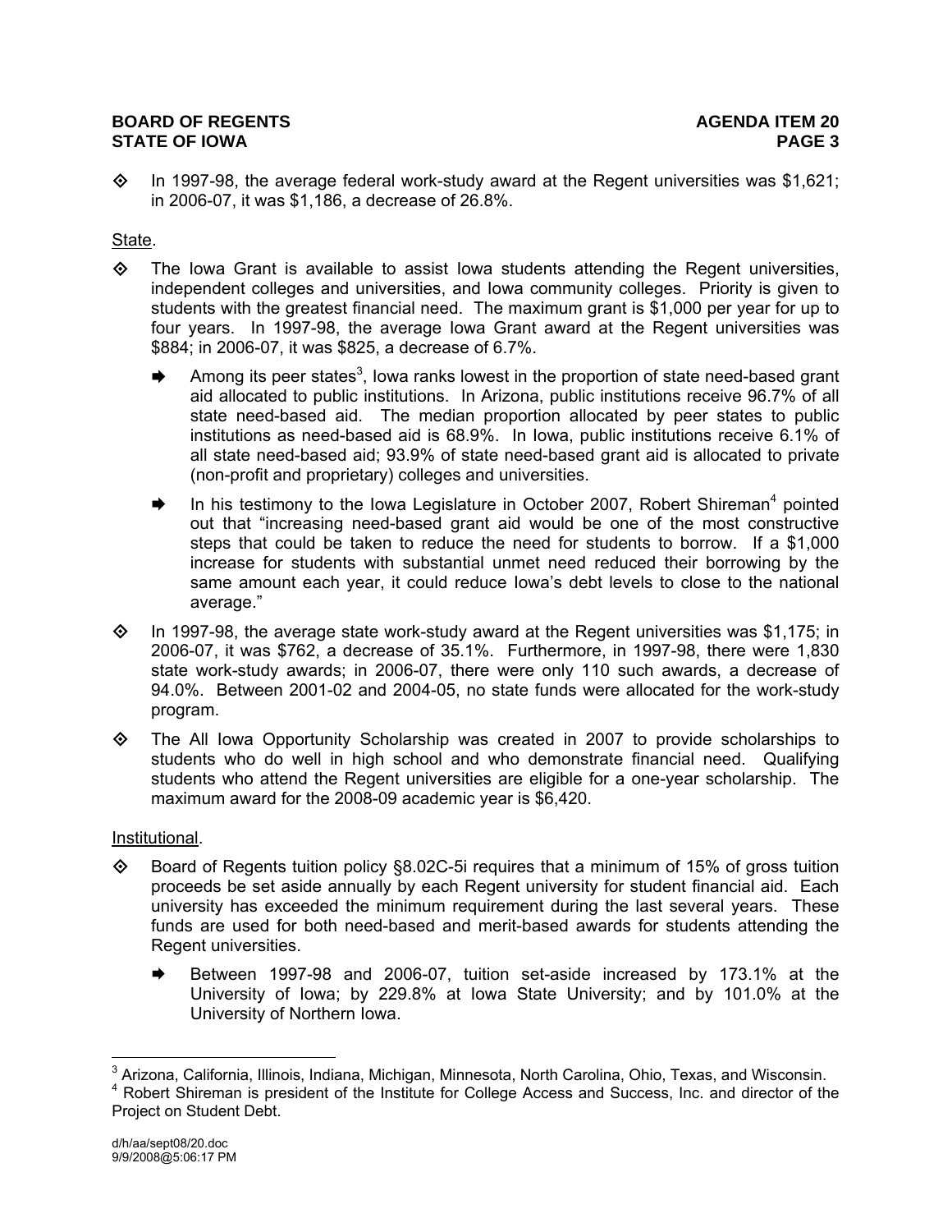- In 1997-98, the average federal work-study award at the Regent universities was $1,621; in 2006-07, it was $1,186, a decrease of 26.8%.

State.

- The Iowa Grant is available to assist Iowa students attending the Regent universities, independent colleges and universities, and Iowa community colleges. Priority is given to students with the greatest financial need. The maximum grant is $1,000 per year for up to four years. In 1997-98, the average Iowa Grant award at the Regent universities was $884; in 2006-07, it was $825, a decrease of 6.7%.
  - Among its peer states[3], Iowa ranks lowest in the proportion of state need-based grant aid allocated to public institutions. In Arizona, public institutions receive 96.7% of all state need-based aid. The median proportion allocated by peer states to public institutions as need-based aid is 68.9%. In Iowa, public institutions receive 6.1% of all state need-based aid; 93.9% of state need-based grant aid is allocated to private (non-profit and proprietary) colleges and universities.
  - In his testimony to the Iowa Legislature in October 2007, Robert Shireman[4] pointed out that "increasing need-based grant aid would be one of the most constructive steps that could be taken to reduce the need for students to borrow. If a $1,000 increase for students with substantial unmet need reduced their borrowing by the same amount each year, it could reduce Iowa's debt levels to close to the national average."
- In 1997-98, the average state work-study award at the Regent universities was $1,175; in 2006-07, it was $762, a decrease of 35.1%. Furthermore, in 1997-98, there were 1,830 state work-study awards; in 2006-07, there were only 110 such awards, a decrease of 94.0%. Between 2001-02 and 2004-05, no state funds were allocated for the work-study program.
- The All Iowa Opportunity Scholarship was created in 2007 to provide scholarships to students who do well in high school and who demonstrate financial need. Qualifying students who attend the Regent universities are eligible for a one-year scholarship. The maximum award for the 2008-09 academic year is $6,420.

Institutional.

- Board of Regents tuition policy §8.02C-5i requires that a minimum of 15% of gross tuition proceeds be set aside annually by each Regent university for student financial aid. Each university has exceeded the minimum requirement during the last several years. These funds are used for both need-based and merit-based awards for students attending the Regent universities.
  - Between 1997-98 and 2006-07, tuition set-aside increased by 173.1% at the University of Iowa; by 229.8% at Iowa State University; and by 101.0% at the University of Northern Iowa.

---

[3] Arizona, California, Illinois, Indiana, Michigan, Minnesota, North Carolina, Ohio, Texas, and Wisconsin.

[4] Robert Shireman is president of the Institute for College Access and Success, Inc. and director of the Project on Student Debt.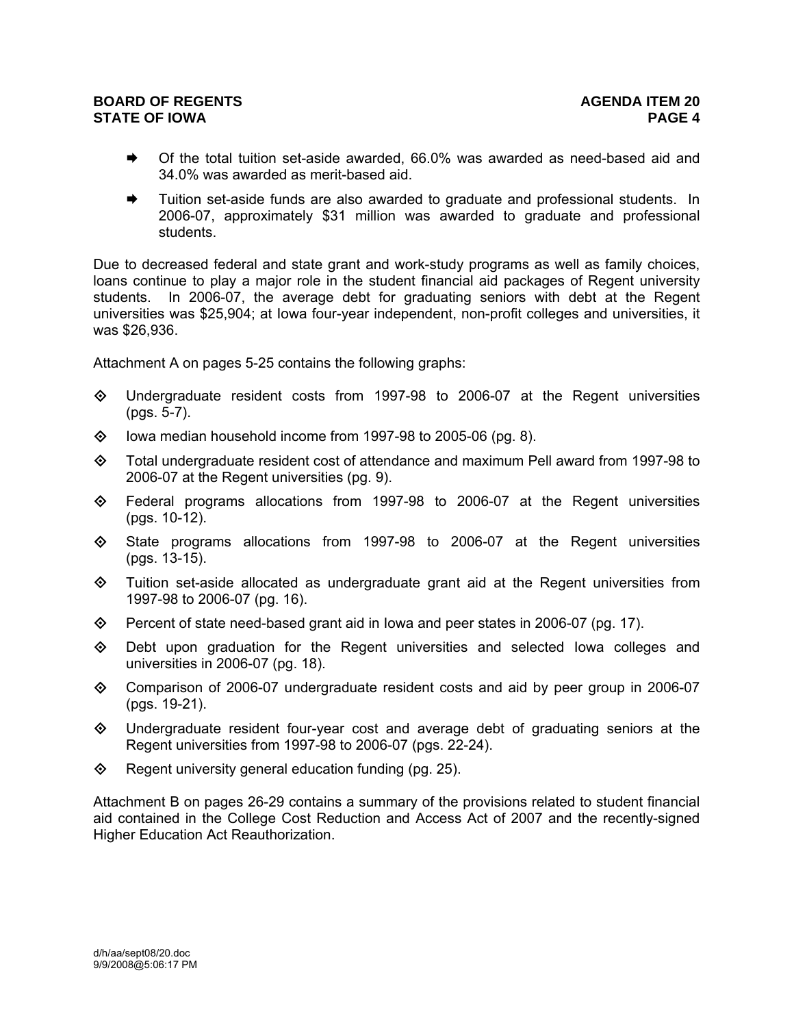- Of the total tuition set-aside awarded, 66.0% was awarded as need-based aid and 34.0% was awarded as merit-based aid.
- Tuition set-aside funds are also awarded to graduate and professional students. In 2006-07, approximately $31 million was awarded to graduate and professional students.

Due to decreased federal and state grant and work-study programs as well as family choices, loans continue to play a major role in the student financial aid packages of Regent university students. In 2006-07, the average debt for graduating seniors with debt at the Regent universities was $25,904; at Iowa four-year independent, non-profit colleges and universities, it was $26,936.

Attachment A on pages 5-25 contains the following graphs:

- Undergraduate resident costs from 1997-98 to 2006-07 at the Regent universities (pgs. 5-7).
- Iowa median household income from 1997-98 to 2005-06 (pg. 8).
- Total undergraduate resident cost of attendance and maximum Pell award from 1997-98 to 2006-07 at the Regent universities (pg. 9).
- Federal programs allocations from 1997-98 to 2006-07 at the Regent universities (pgs. 10-12).
- State programs allocations from 1997-98 to 2006-07 at the Regent universities (pgs. 13-15).
- Tuition set-aside allocated as undergraduate grant aid at the Regent universities from 1997-98 to 2006-07 (pg. 16).
- Percent of state need-based grant aid in Iowa and peer states in 2006-07 (pg. 17).
- Debt upon graduation for the Regent universities and selected Iowa colleges and universities in 2006-07 (pg. 18).
- Comparison of 2006-07 undergraduate resident costs and aid by peer group in 2006-07 (pgs. 19-21).
- Undergraduate resident four-year cost and average debt of graduating seniors at the Regent universities from 1997-98 to 2006-07 (pgs. 22-24).
- Regent university general education funding (pg. 25).

Attachment B on pages 26-29 contains a summary of the provisions related to student financial aid contained in the College Cost Reduction and Access Act of 2007 and the recently-signed Higher Education Act Reauthorization.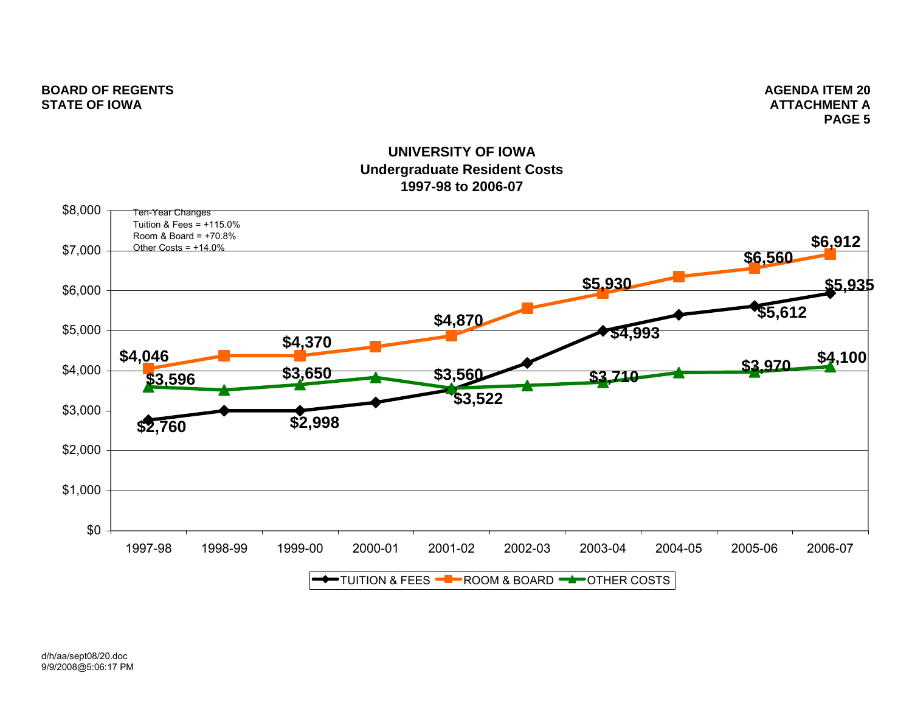**BOARD OF REGENTS**
**STATE OF IOWA**

**AGENDA ITEM 20**
**ATTACHMENT A**

## UNIVERSITY OF IOWA
### Undergraduate Resident Costs
### 1997-98 to 2006-07

Ten-Year Changes
Tuition & Fees = +115.0%
Room & Board = +70.8%
Other Costs = +14.0%

| Year | Tuition & Fees | Room & Board | Other Costs |
|---|---|---|---|
| 1997-98 | $2,760 | $4,046 | $3,596 |
| 1999-00 | $2,998 | $4,370 | $3,650 |
| 2001-02 | $3,522 | $4,870 | $3,560 |
| 2003-04 | $4,993 | $5,930 | $3,710 |
| 2005-06 | $5,612 | $6,560 | $3,970 |
| 2006-07 | $5,935 | $6,912 | $4,100 |

d/h/aa/sept08/20.doc
9/9/2008@5:06:17 PM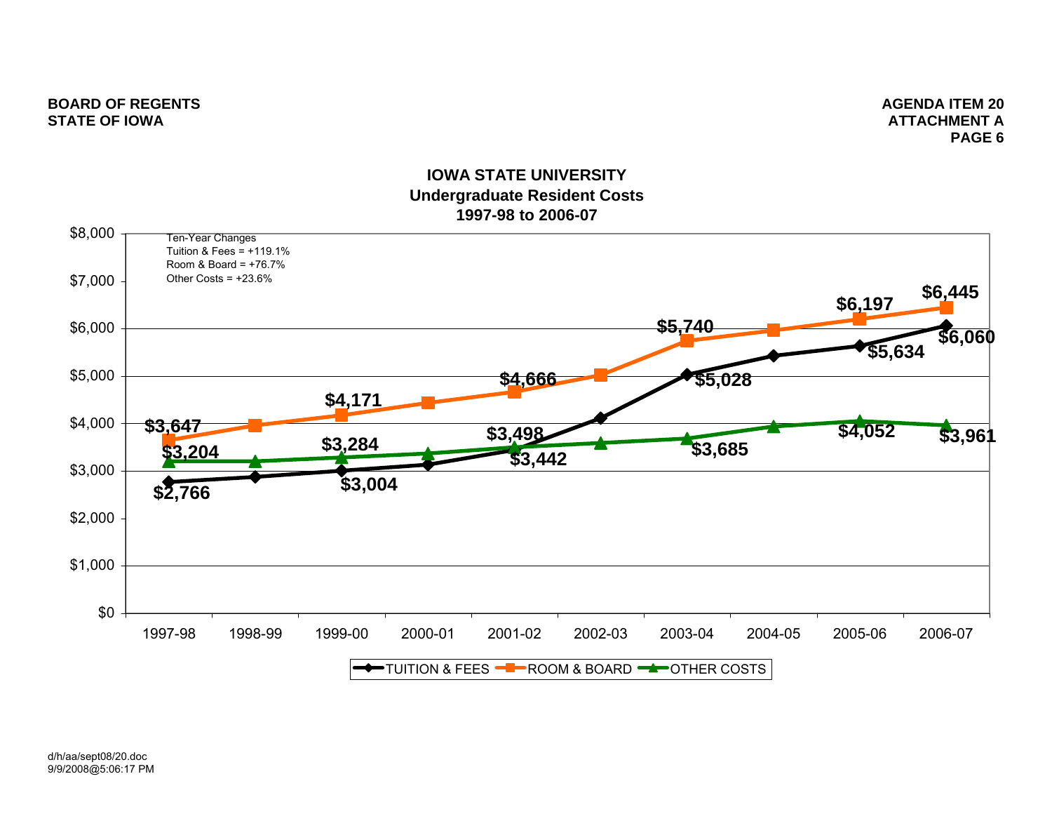BOARD OF REGENTS
STATE OF IOWA

AGENDA ITEM 20
ATTACHMENT A
PAGE 6

## IOWA STATE UNIVERSITY
### Undergraduate Resident Costs
### 1997-98 to 2006-07

Ten-Year Changes
Tuition & Fees = +119.1%
Room & Board = +76.7%
Other Costs = +23.6%

| Year | TUITION & FEES | ROOM & BOARD | OTHER COSTS |
|---|---|---|---|
| 1997-98 | $2,766 | $3,647 | $3,204 |
| 1998-99 | | | |
| 1999-00 | $3,004 | $4,171 | $3,284 |
| 2000-01 | | | |
| 2001-02 | $3,442 | $4,666 | $3,498 |
| 2002-03 | | | |
| 2003-04 | $5,028 | $5,740 | $3,685 |
| 2004-05 | | | |
| 2005-06 | $5,634 | $6,197 | $4,052 |
| 2006-07 | $6,060 | $6,445 | $3,961 |

d/h/aa/sept08/20.doc
9/9/2008@5:06:17 PM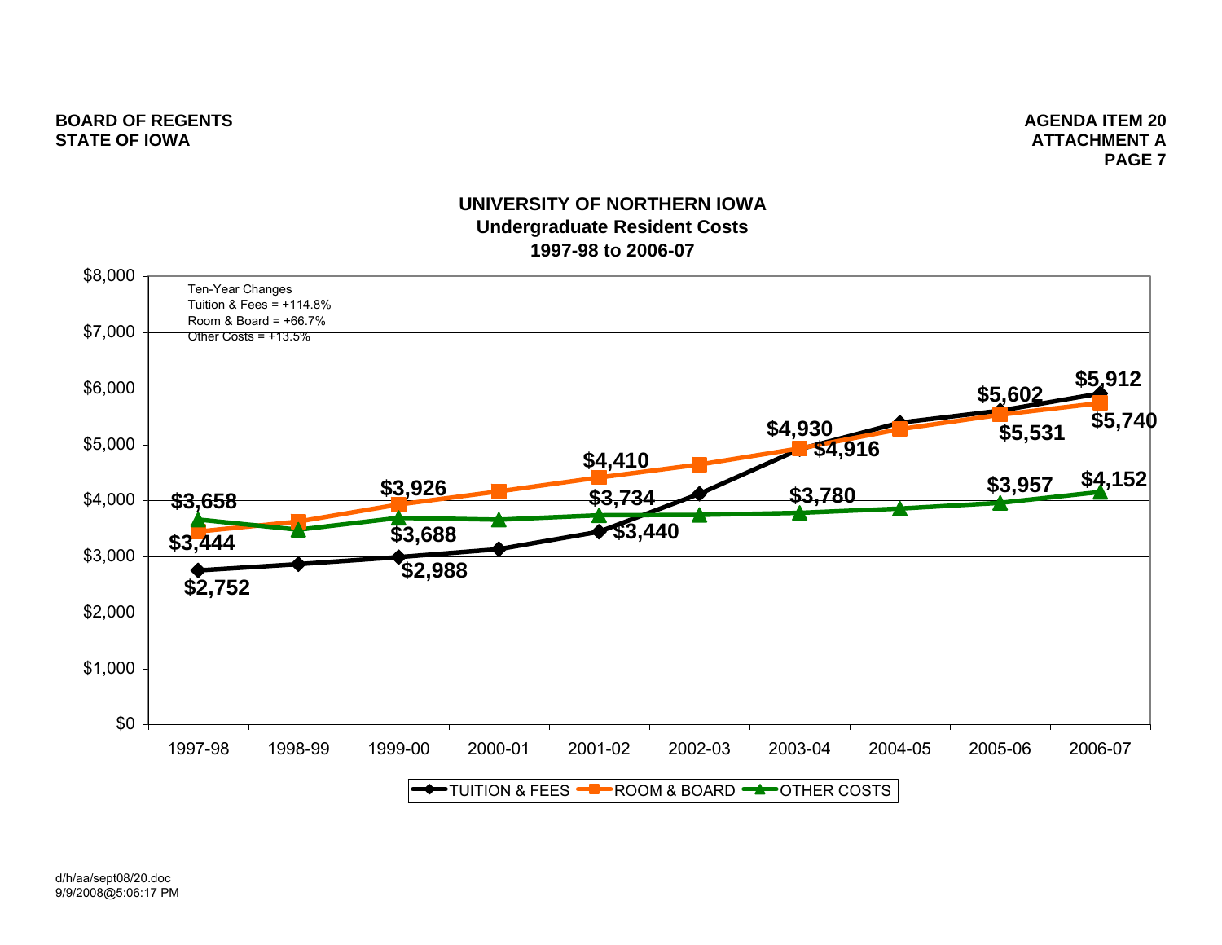**BOARD OF REGENTS**
**STATE OF IOWA**

**AGENDA ITEM 20**
**ATTACHMENT A**

## UNIVERSITY OF NORTHERN IOWA
### Undergraduate Resident Costs
### 1997-98 to 2006-07

Ten-Year Changes
Tuition & Fees = +114.8%
Room & Board = +66.7%
Other Costs = +13.5%

| Year | TUITION & FEES | ROOM & BOARD | OTHER COSTS |
|---|---|---|---|
| 1997-98 | $2,752 | $3,444 | $3,658 |
| 1999-00 | $2,988 | $3,926 | $3,688 |
| 2001-02 | $3,440 | $4,410 | $3,734 |
| 2003-04 | $4,916 | $4,930 | $3,780 |
| 2005-06 | $5,602 | $5,531 | $3,957 |
| 2006-07 | $5,912 | $5,740 | $4,152 |

d/h/aa/sept08/20.doc
9/9/2008@5:06:17 PM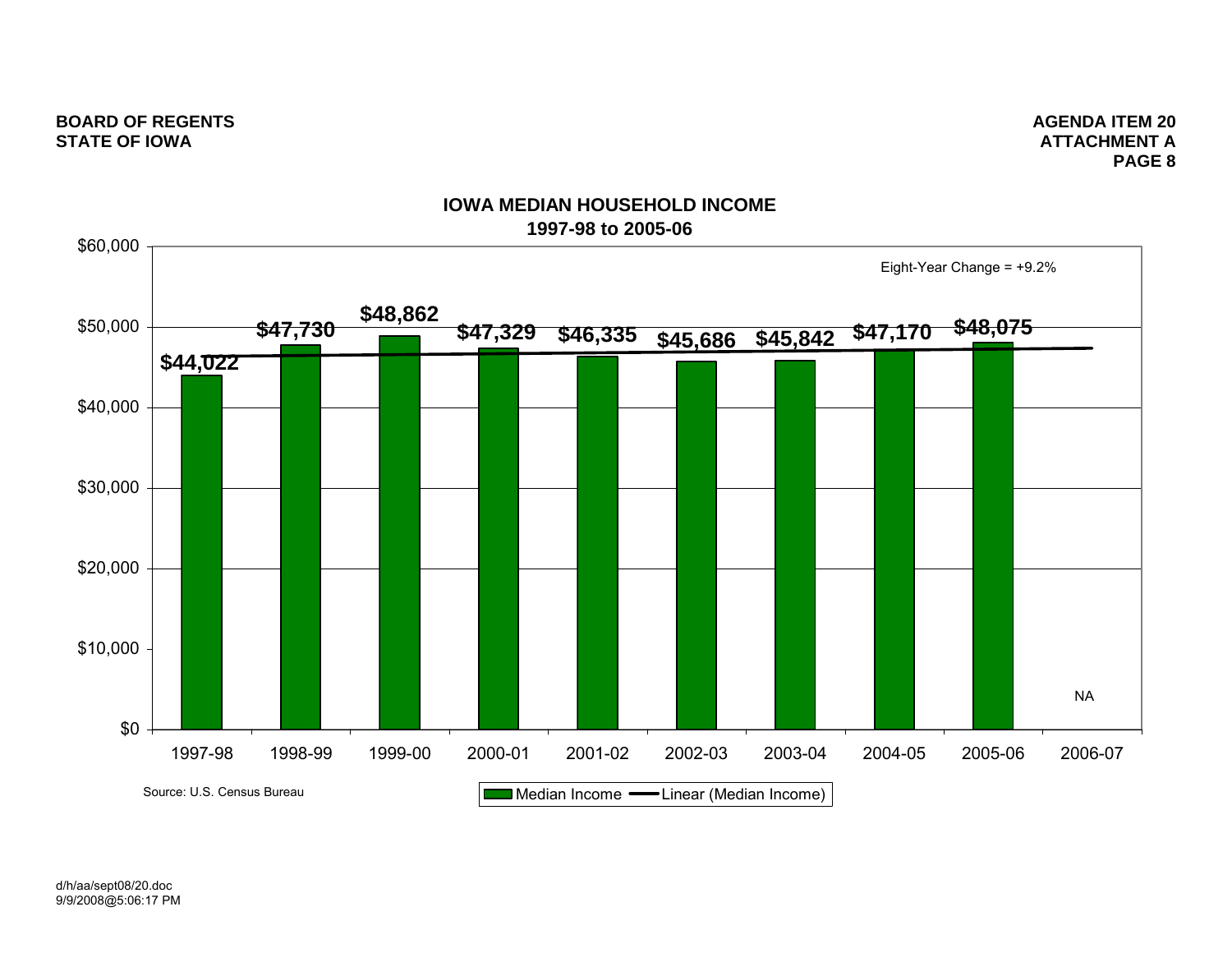BOARD OF REGENTS
STATE OF IOWA

AGENDA ITEM 20
ATTACHMENT A
PAGE 8

## IOWA MEDIAN HOUSEHOLD INCOME
## 1997-98 to 2005-06

Eight-Year Change = +9.2%

| Year | Median Income |
|---|---|
| 1997-98 | $44,022 |
| 1998-99 | $47,730 |
| 1999-00 | $48,862 |
| 2000-01 | $47,329 |
| 2001-02 | $46,335 |
| 2002-03 | $45,686 |
| 2003-04 | $45,842 |
| 2004-05 | $47,170 |
| 2005-06 | $48,075 |
| 2006-07 | NA |

Legend: Median Income; Linear (Median Income)

Source: U.S. Census Bureau

d/h/aa/sept08/20.doc
9/9/2008@5:06:17 PM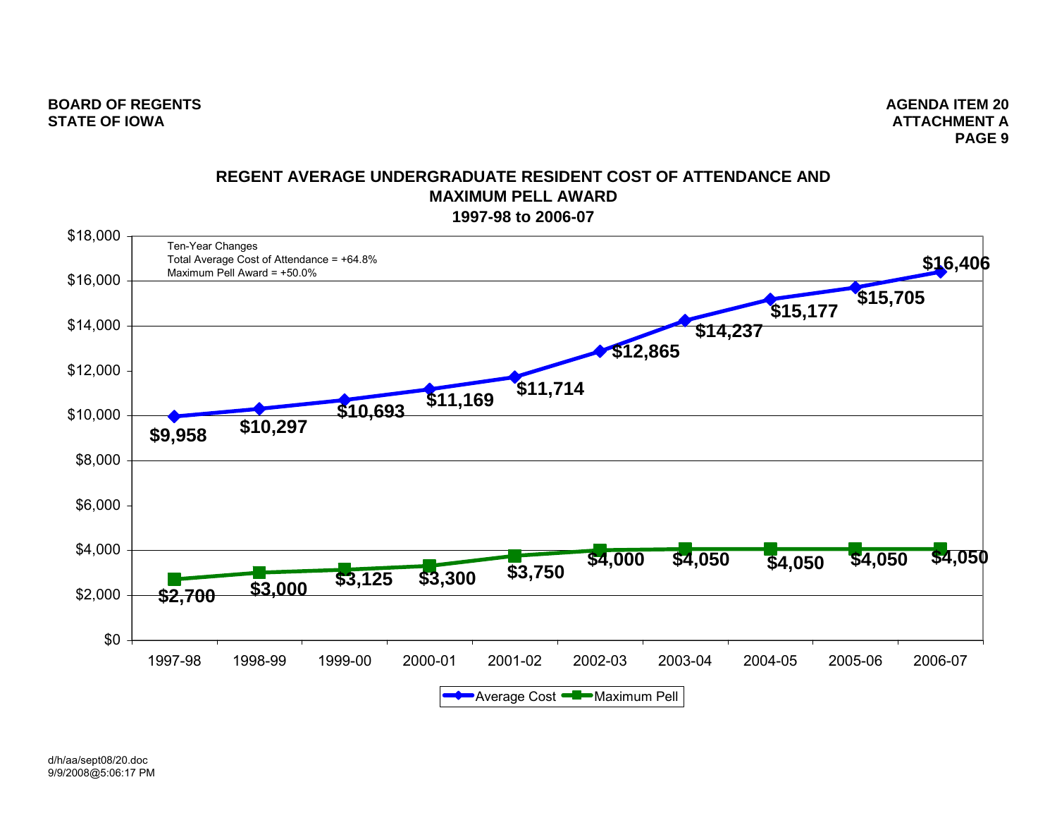**BOARD OF REGENTS**
**STATE OF IOWA**

**AGENDA ITEM 20**
**ATTACHMENT A**
**PAGE 9**

## REGENT AVERAGE UNDERGRADUATE RESIDENT COST OF ATTENDANCE AND MAXIMUM PELL AWARD
### 1997-98 to 2006-07

Ten-Year Changes
Total Average Cost of Attendance = +64.8%
Maximum Pell Award = +50.0%

| Year | Average Cost | Maximum Pell |
|---|---|---|
| 1997-98 | $9,958 | $2,700 |
| 1998-99 | $10,297 | $3,000 |
| 1999-00 | $10,693 | $3,125 |
| 2000-01 | $11,169 | $3,300 |
| 2001-02 | $11,714 | $3,750 |
| 2002-03 | $12,865 | $4,000 |
| 2003-04 | $14,237 | $4,050 |
| 2004-05 | $15,177 | $4,050 |
| 2005-06 | $15,705 | $4,050 |
| 2006-07 | $16,406 | $4,050 |

d/h/aa/sept08/20.doc
9/9/2008@5:06:17 PM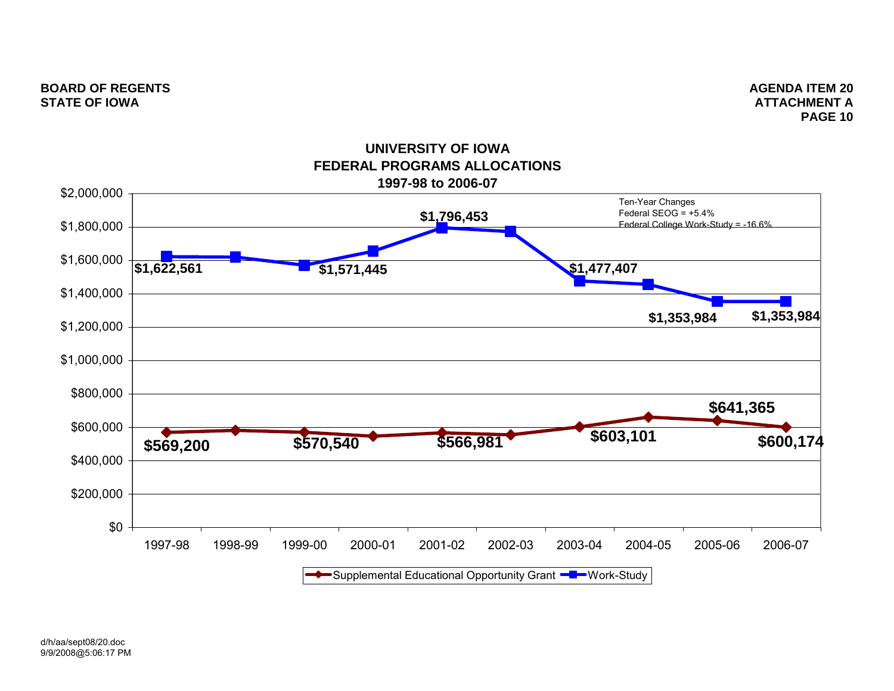BOARD OF REGENTS
STATE OF IOWA

AGENDA ITEM 20
ATTACHMENT A
PAGE 10

## UNIVERSITY OF IOWA FEDERAL PROGRAMS ALLOCATIONS 1997-98 to 2006-07

Ten-Year Changes
Federal SEOG = +5.4%
Federal College Work-Study = -16.6%

| Year | Supplemental Educational Opportunity Grant | Work-Study |
| --- | --- | --- |
| 1997-98 | $569,200 | $1,622,561 |
| 1998-99 | | |
| 1999-00 | $570,540 | $1,571,445 |
| 2000-01 | | |
| 2001-02 | $566,981 | $1,796,453 |
| 2002-03 | | |
| 2003-04 | $603,101 | $1,477,407 |
| 2004-05 | | |
| 2005-06 | $641,365 | $1,353,984 |
| 2006-07 | $600,174 | $1,353,984 |

d/h/aa/sept08/20.doc
9/9/2008@5:06:17 PM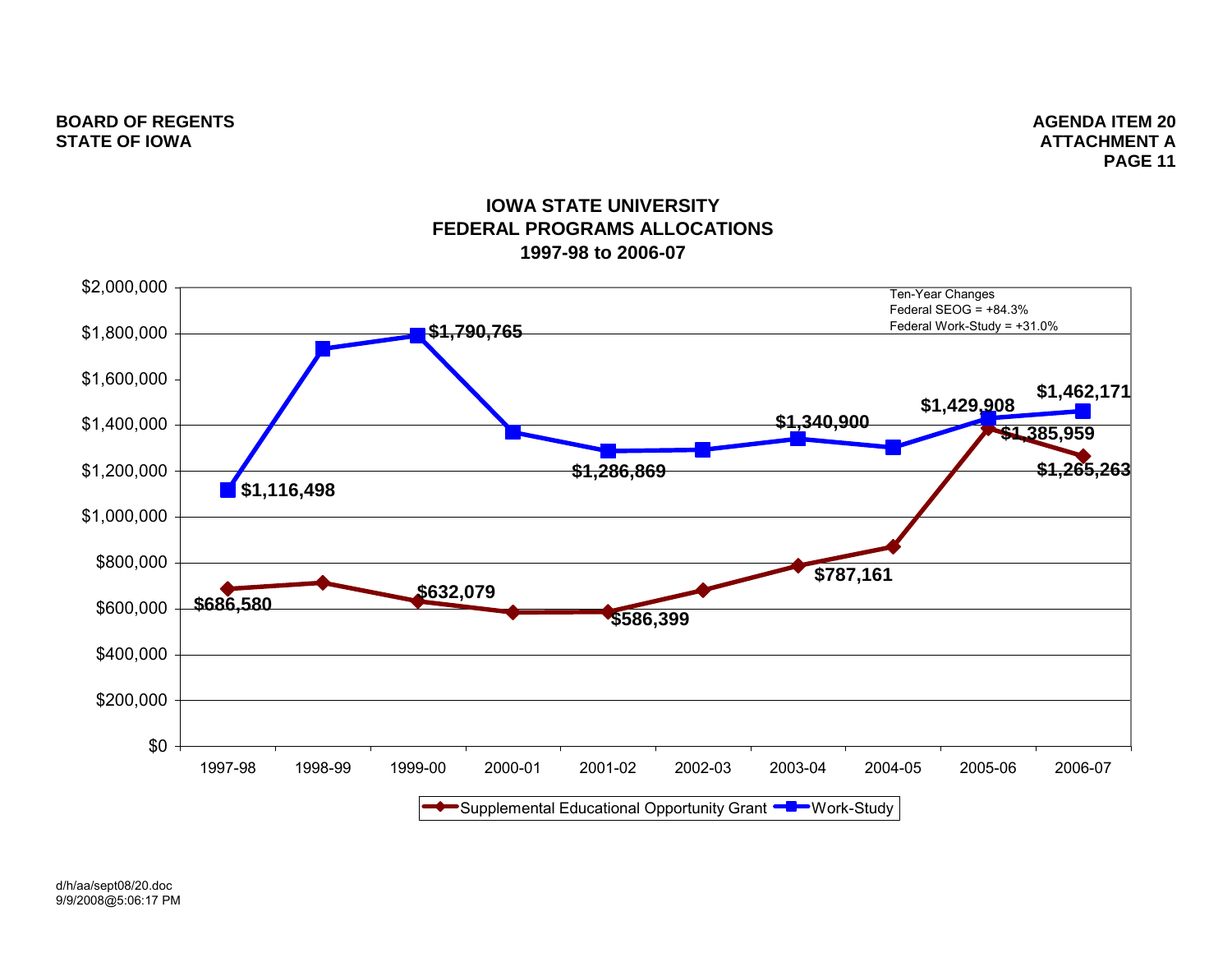BOARD OF REGENTS
STATE OF IOWA

AGENDA ITEM 20
ATTACHMENT A
PAGE 11

## IOWA STATE UNIVERSITY
## FEDERAL PROGRAMS ALLOCATIONS
## 1997-98 to 2006-07

Ten-Year Changes
Federal SEOG = +84.3%
Federal Work-Study = +31.0%

| Year | Supplemental Educational Opportunity Grant | Work-Study |
|---|---|---|
| 1997-98 | $686,580 | $1,116,498 |
| 1998-99 | | |
| 1999-00 | $632,079 | $1,790,765 |
| 2000-01 | | |
| 2001-02 | $586,399 | $1,286,869 |
| 2002-03 | | |
| 2003-04 | $787,161 | $1,340,900 |
| 2004-05 | | |
| 2005-06 | $1,385,959 | $1,429,908 |
| 2006-07 | $1,265,263 | $1,462,171 |

d/h/aa/sept08/20.doc
9/9/2008@5:06:17 PM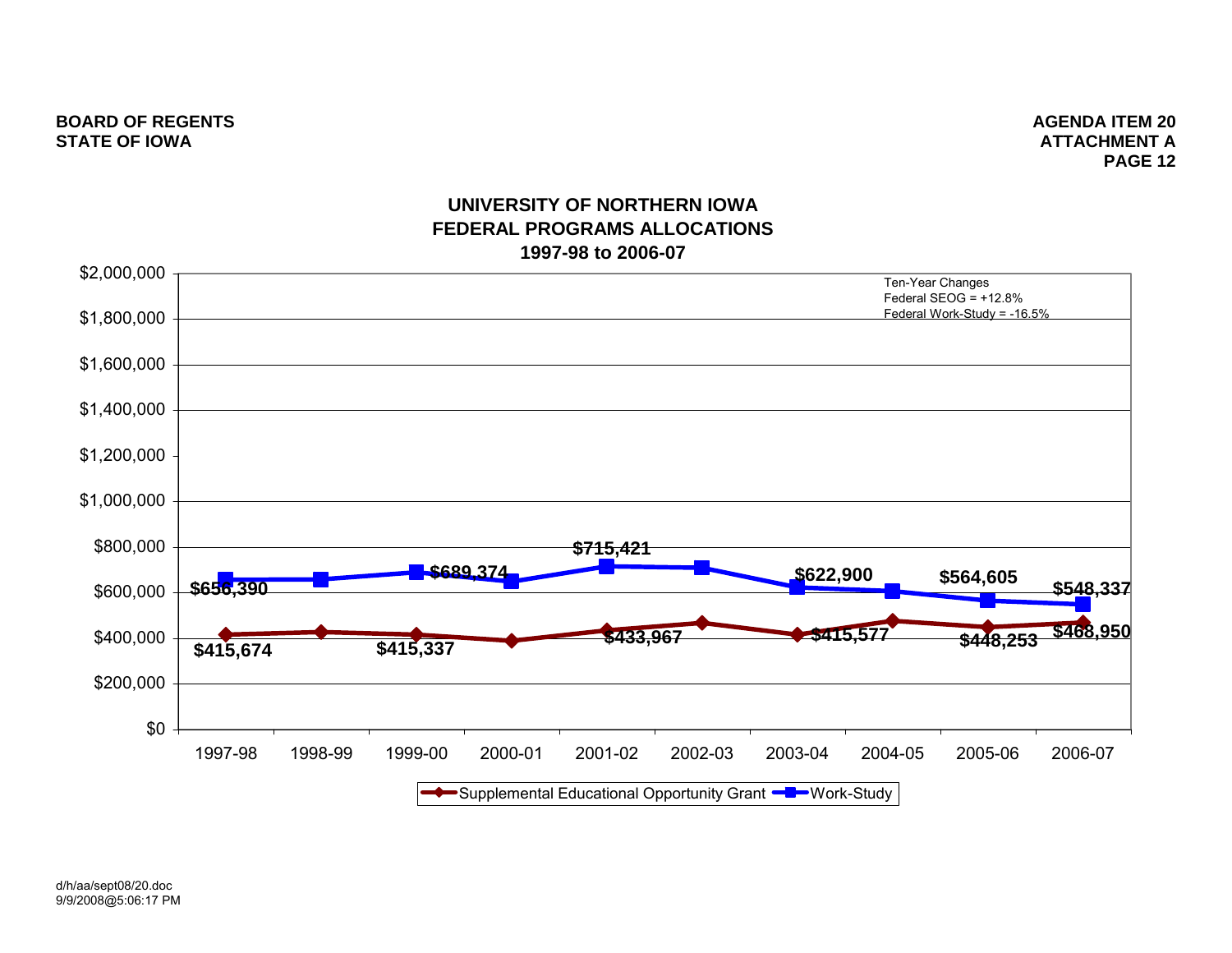BOARD OF REGENTS
STATE OF IOWA

AGENDA ITEM 20
ATTACHMENT A
PAGE 12

## UNIVERSITY OF NORTHERN IOWA
## FEDERAL PROGRAMS ALLOCATIONS
## 1997-98 to 2006-07

Ten-Year Changes
Federal SEOG = +12.8%
Federal Work-Study = -16.5%

| Year | Supplemental Educational Opportunity Grant | Work-Study |
|---|---|---|
| 1997-98 | $415,674 | $656,390 |
| 1998-99 | | |
| 1999-00 | $415,337 | $689,374 |
| 2000-01 | | |
| 2001-02 | $433,967 | $715,421 |
| 2002-03 | | |
| 2003-04 | $415,577 | $622,900 |
| 2004-05 | | |
| 2005-06 | $448,253 | $564,605 |
| 2006-07 | $468,950 | $548,337 |

d/h/aa/sept08/20.doc
9/9/2008@5:06:17 PM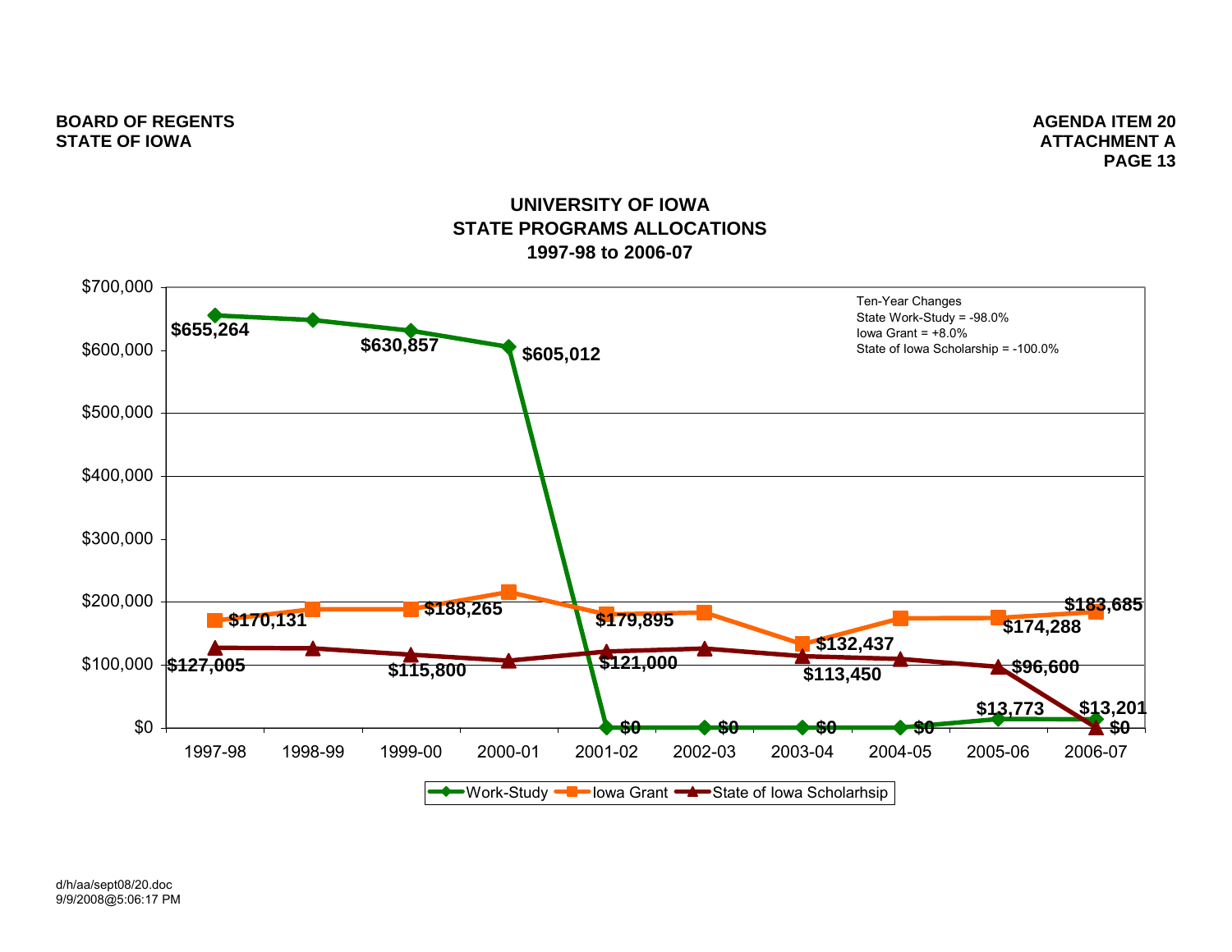BOARD OF REGENTS
STATE OF IOWA

AGENDA ITEM 20
ATTACHMENT A

## UNIVERSITY OF IOWA
## STATE PROGRAMS ALLOCATIONS
## 1997-98 to 2006-07

| Year | Work-Study | Iowa Grant | State of Iowa Scholarhsip |
|---|---|---|---|
| 1997-98 | $655,264 | $170,131 | $127,005 |
| 1998-99 | | | |
| 1999-00 | $630,857 | $188,265 | $115,800 |
| 2000-01 | $605,012 | | |
| 2001-02 | $0 | $179,895 | $121,000 |
| 2002-03 | $0 | | |
| 2003-04 | $0 | $132,437 | $113,450 |
| 2004-05 | $0 | | |
| 2005-06 | $13,773 | $174,288 | $96,600 |
| 2006-07 | $13,201 | $183,685 | $0 |

Ten-Year Changes
State Work-Study = -98.0%
Iowa Grant = +8.0%
State of Iowa Scholarship = -100.0%

d/h/aa/sept08/20.doc
9/9/2008@5:06:17 PM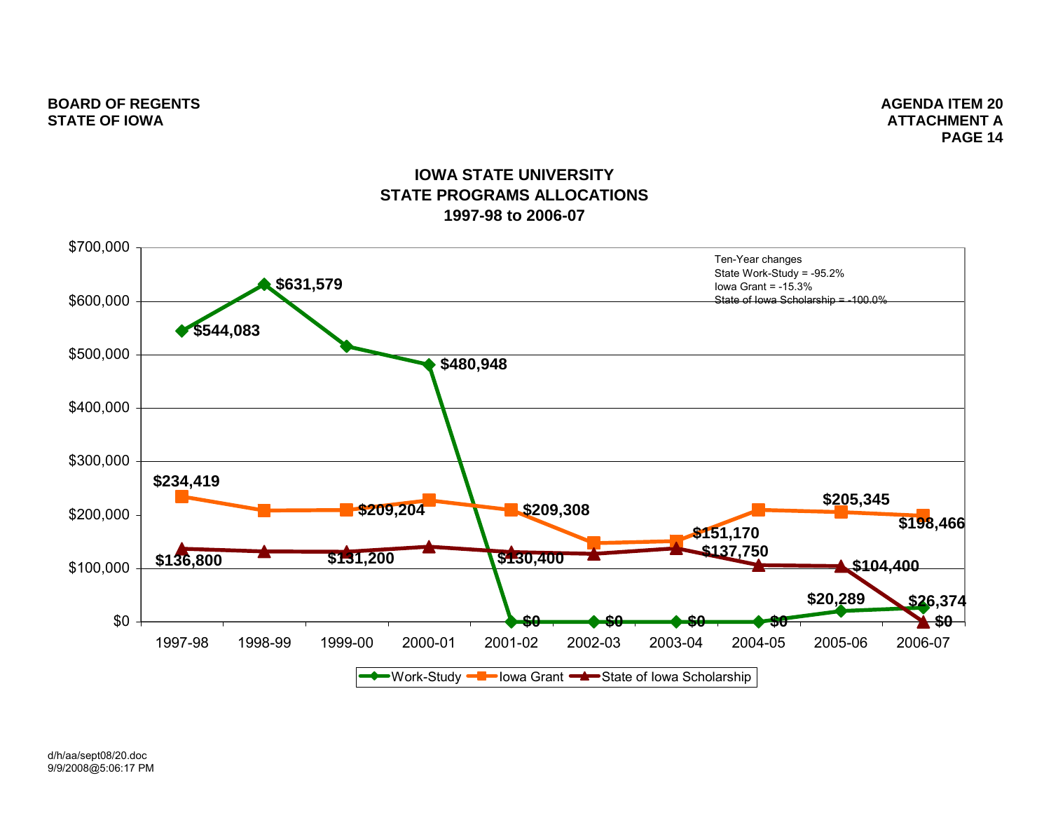BOARD OF REGENTS
STATE OF IOWA

AGENDA ITEM 20
ATTACHMENT A
PAGE 14

## IOWA STATE UNIVERSITY
## STATE PROGRAMS ALLOCATIONS
## 1997-98 to 2006-07

Ten-Year changes
State Work-Study = -95.2%
Iowa Grant = -15.3%
State of Iowa Scholarship = -100.0%

| Year | Work-Study | Iowa Grant | State of Iowa Scholarship |
|---|---|---|---|
| 1997-98 | $544,083 | $234,419 | $136,800 |
| 1998-99 | $631,579 | | |
| 1999-00 | | $209,204 | $131,200 |
| 2000-01 | $480,948 | | |
| 2001-02 | $0 | $209,308 | $130,400 |
| 2002-03 | $0 | | |
| 2003-04 | $0 | $151,170 | $137,750 |
| 2004-05 | $0 | | |
| 2005-06 | $20,289 | $205,345 | $104,400 |
| 2006-07 | $26,374 | $198,466 | $0 |

d/h/aa/sept08/20.doc
9/9/2008@5:06:17 PM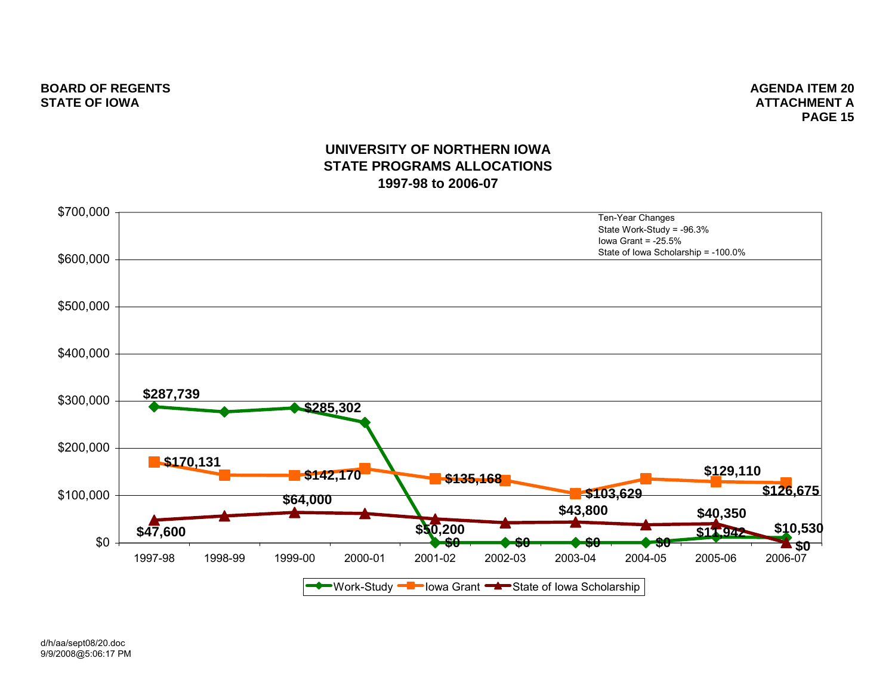BOARD OF REGENTS
STATE OF IOWA

AGENDA ITEM 20
ATTACHMENT A
PAGE 15

## UNIVERSITY OF NORTHERN IOWA
## STATE PROGRAMS ALLOCATIONS
## 1997-98 to 2006-07

Ten-Year Changes
State Work-Study = -96.3%
Iowa Grant = -25.5%
State of Iowa Scholarship = -100.0%

| Year | Work-Study | Iowa Grant | State of Iowa Scholarship |
|---|---|---|---|
| 1997-98 | $287,739 | $170,131 | $47,600 |
| 1998-99 | | | |
| 1999-00 | $285,302 | $142,170 | $64,000 |
| 2000-01 | | | |
| 2001-02 | $0 | $135,168 | $50,200 |
| 2002-03 | $0 | | |
| 2003-04 | $0 | $103,629 | $43,800 |
| 2004-05 | $0 | | |
| 2005-06 | $11,942 | $129,110 | $40,350 |
| 2006-07 | $10,530 | $126,675 | $0 |

Legend: Work-Study, Iowa Grant, State of Iowa Scholarship

d/h/aa/sept08/20.doc
9/9/2008@5:06:17 PM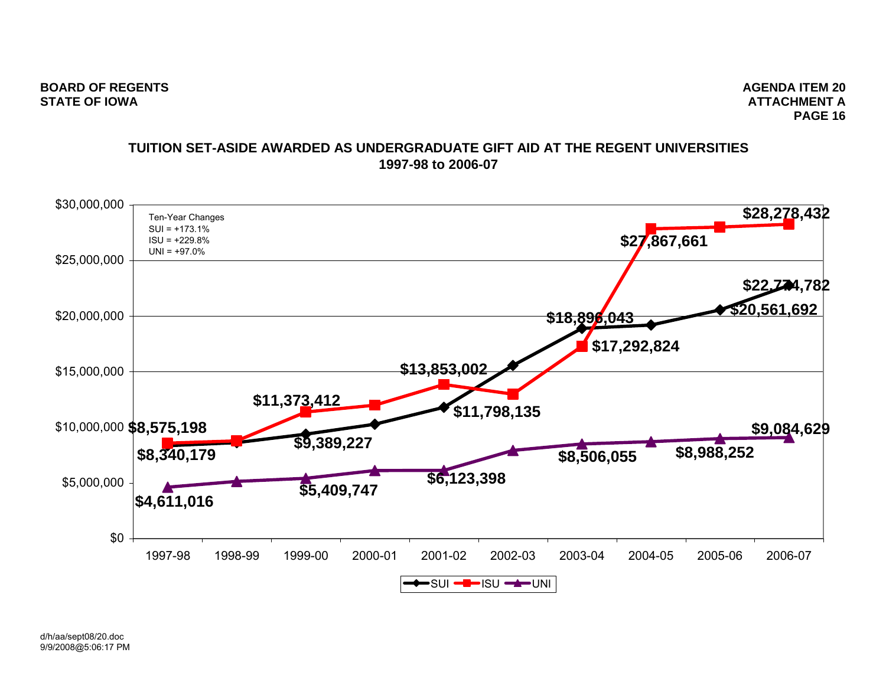BOARD OF REGENTS
STATE OF IOWA

AGENDA ITEM 20
ATTACHMENT A
PAGE 16

## TUITION SET-ASIDE AWARDED AS UNDERGRADUATE GIFT AID AT THE REGENT UNIVERSITIES
## 1997-98 to 2006-07

Ten-Year Changes
SUI = +173.1%
ISU = +229.8%
UNI = +97.0%

| Year | SUI | ISU | UNI |
|---|---|---|---|
| 1997-98 | $8,340,179 | $8,575,198 | $4,611,016 |
| 1999-00 | $9,389,227 | $11,373,412 | $5,409,747 |
| 2001-02 | $11,798,135 | $13,853,002 | $6,123,398 |
| 2003-04 | $18,896,043 | $17,292,824 | $8,506,055 |
| 2004-05 | | $27,867,661 | |
| 2005-06 | $20,561,692 | | $8,988,252 |
| 2006-07 | $22,774,782 | $28,278,432 | $9,084,629 |

d/h/aa/sept08/20.doc
9/9/2008@5:06:17 PM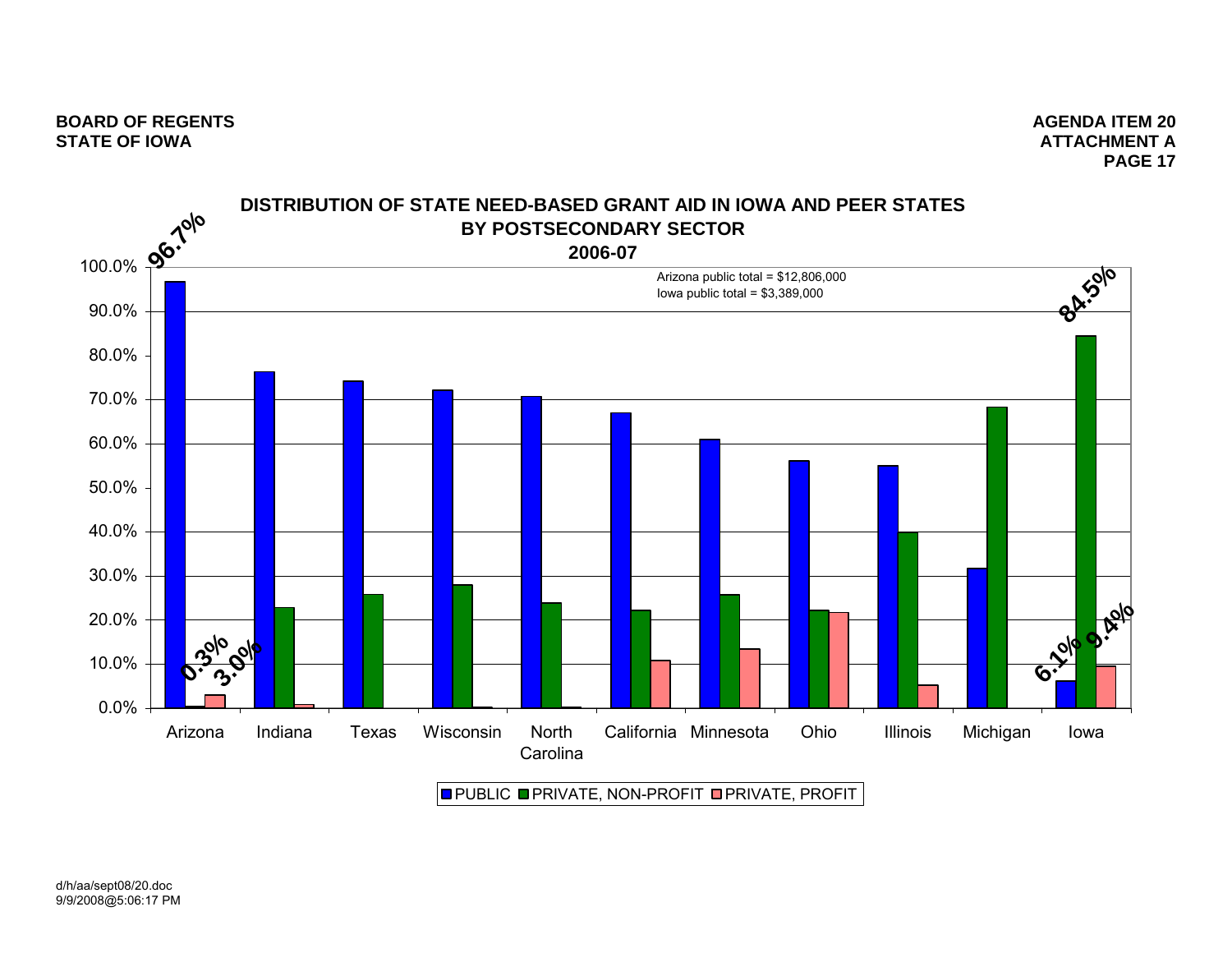## DISTRIBUTION OF STATE NEED-BASED GRANT AID IN IOWA AND PEER STATES BY POSTSECONDARY SECTOR

### 2006-07

Arizona public total = $12,806,000

Iowa public total = $3,389,000

| State | PUBLIC | PRIVATE, NON-PROFIT | PRIVATE, PROFIT |
|---|---|---|---|
| Arizona | 96.7% | 0.3% | 3.0% |
| Iowa | 6.1% | 84.5% | 9.4% |

PUBLIC | PRIVATE, NON-PROFIT | PRIVATE, PROFIT

d/h/aa/sept08/20.doc
9/9/2008@5:06:17 PM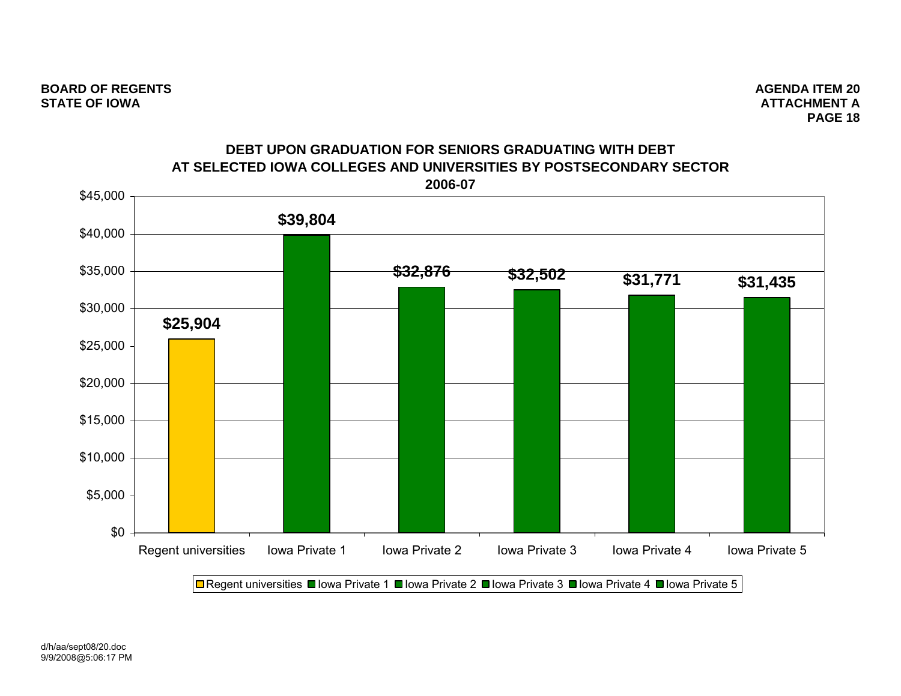BOARD OF REGENTS
STATE OF IOWA

AGENDA ITEM 20
ATTACHMENT A

## DEBT UPON GRADUATION FOR SENIORS GRADUATING WITH DEBT AT SELECTED IOWA COLLEGES AND UNIVERSITIES BY POSTSECONDARY SECTOR 2006-07

| Institution | Debt |
|---|---|
| Regent universities | $25,904 |
| Iowa Private 1 | $39,804 |
| Iowa Private 2 | $32,876 |
| Iowa Private 3 | $32,502 |
| Iowa Private 4 | $31,771 |
| Iowa Private 5 | $31,435 |

d/h/aa/sept08/20.doc
9/9/2008@5:06:17 PM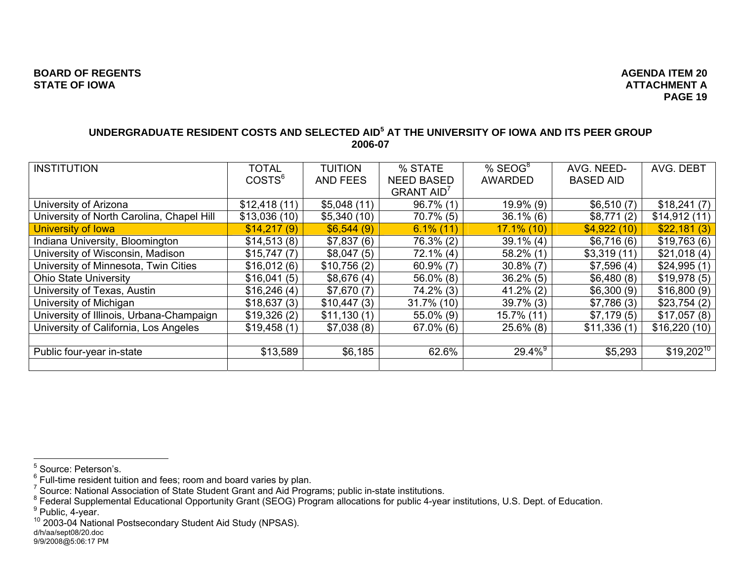## UNDERGRADUATE RESIDENT COSTS AND SELECTED AID[5] AT THE UNIVERSITY OF IOWA AND ITS PEER GROUP
## 2006-07

| INSTITUTION | TOTAL COSTS[6] | TUITION AND FEES | % STATE NEED BASED GRANT AID[7] | % SEOG[8] AWARDED | AVG. NEED-BASED AID | AVG. DEBT |
|---|---|---|---|---|---|---|
| University of Arizona | $12,418 (11) | $5,048 (11) | 96.7% (1) | 19.9% (9) | $6,510 (7) | $18,241 (7) |
| University of North Carolina, Chapel Hill | $13,036 (10) | $5,340 (10) | 70.7% (5) | 36.1% (6) | $8,771 (2) | $14,912 (11) |
| University of Iowa | $14,217 (9) | $6,544 (9) | 6.1% (11) | 17.1% (10) | $4,922 (10) | $22,181 (3) |
| Indiana University, Bloomington | $14,513 (8) | $7,837 (6) | 76.3% (2) | 39.1% (4) | $6,716 (6) | $19,763 (6) |
| University of Wisconsin, Madison | $15,747 (7) | $8,047 (5) | 72.1% (4) | 58.2% (1) | $3,319 (11) | $21,018 (4) |
| University of Minnesota, Twin Cities | $16,012 (6) | $10,756 (2) | 60.9% (7) | 30.8% (7) | $7,596 (4) | $24,995 (1) |
| Ohio State University | $16,041 (5) | $8,676 (4) | 56.0% (8) | 36.2% (5) | $6,480 (8) | $19,978 (5) |
| University of Texas, Austin | $16,246 (4) | $7,670 (7) | 74.2% (3) | 41.2% (2) | $6,300 (9) | $16,800 (9) |
| University of Michigan | $18,637 (3) | $10,447 (3) | 31.7% (10) | 39.7% (3) | $7,786 (3) | $23,754 (2) |
| University of Illinois, Urbana-Champaign | $19,326 (2) | $11,130 (1) | 55.0% (9) | 15.7% (11) | $7,179 (5) | $17,057 (8) |
| University of California, Los Angeles | $19,458 (1) | $7,038 (8) | 67.0% (6) | 25.6% (8) | $11,336 (1) | $16,220 (10) |
| | | | | | | |
| Public four-year in-state | $13,589 | $6,185 | 62.6% | 29.4%[9] | $5,293 | $19,202[10] |
| | | | | | | |

---

[5] Source: Peterson's.
[6] Full-time resident tuition and fees; room and board varies by plan.
[7] Source: National Association of State Student Grant and Aid Programs; public in-state institutions.
[8] Federal Supplemental Educational Opportunity Grant (SEOG) Program allocations for public 4-year institutions, U.S. Dept. of Education.
[9] Public, 4-year.
[10] 2003-04 National Postsecondary Student Aid Study (NPSAS).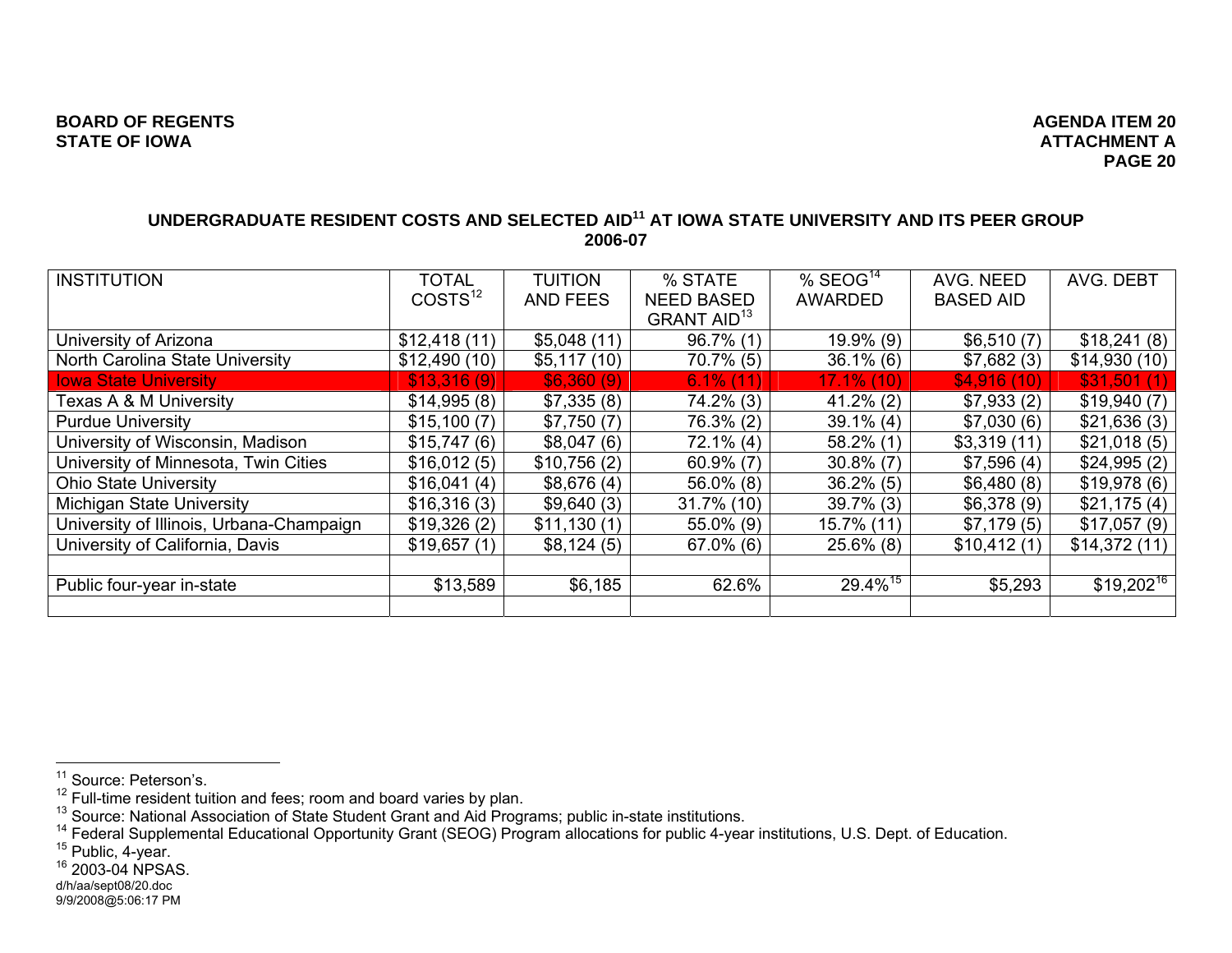**BOARD OF REGENTS**
**STATE OF IOWA**

**AGENDA ITEM 20**
**ATTACHMENT A**

## UNDERGRADUATE RESIDENT COSTS AND SELECTED AID[11] AT IOWA STATE UNIVERSITY AND ITS PEER GROUP 2006-07

| INSTITUTION | TOTAL COSTS[12] | TUITION AND FEES | % STATE NEED BASED GRANT AID[13] | % SEOG[14] AWARDED | AVG. NEED BASED AID | AVG. DEBT |
|---|---|---|---|---|---|---|
| University of Arizona | $12,418 (11) | $5,048 (11) | 96.7% (1) | 19.9% (9) | $6,510 (7) | $18,241 (8) |
| North Carolina State University | $12,490 (10) | $5,117 (10) | 70.7% (5) | 36.1% (6) | $7,682 (3) | $14,930 (10) |
| Iowa State University | $13,316 (9) | $6,360 (9) | 6.1% (11) | 17.1% (10) | $4,916 (10) | $31,501 (1) |
| Texas A & M University | $14,995 (8) | $7,335 (8) | 74.2% (3) | 41.2% (2) | $7,933 (2) | $19,940 (7) |
| Purdue University | $15,100 (7) | $7,750 (7) | 76.3% (2) | 39.1% (4) | $7,030 (6) | $21,636 (3) |
| University of Wisconsin, Madison | $15,747 (6) | $8,047 (6) | 72.1% (4) | 58.2% (1) | $3,319 (11) | $21,018 (5) |
| University of Minnesota, Twin Cities | $16,012 (5) | $10,756 (2) | 60.9% (7) | 30.8% (7) | $7,596 (4) | $24,995 (2) |
| Ohio State University | $16,041 (4) | $8,676 (4) | 56.0% (8) | 36.2% (5) | $6,480 (8) | $19,978 (6) |
| Michigan State University | $16,316 (3) | $9,640 (3) | 31.7% (10) | 39.7% (3) | $6,378 (9) | $21,175 (4) |
| University of Illinois, Urbana-Champaign | $19,326 (2) | $11,130 (1) | 55.0% (9) | 15.7% (11) | $7,179 (5) | $17,057 (9) |
| University of California, Davis | $19,657 (1) | $8,124 (5) | 67.0% (6) | 25.6% (8) | $10,412 (1) | $14,372 (11) |
| | | | | | | |
| Public four-year in-state | $13,589 | $6,185 | 62.6% | 29.4%[15] | $5,293 | $19,202[16] |
| | | | | | | |

---

[11] Source: Peterson's.
[12] Full-time resident tuition and fees; room and board varies by plan.
[13] Source: National Association of State Student Grant and Aid Programs; public in-state institutions.
[14] Federal Supplemental Educational Opportunity Grant (SEOG) Program allocations for public 4-year institutions, U.S. Dept. of Education.
[15] Public, 4-year.
[16] 2003-04 NPSAS.

d/h/aa/sept08/20.doc
9/9/2008@5:06:17 PM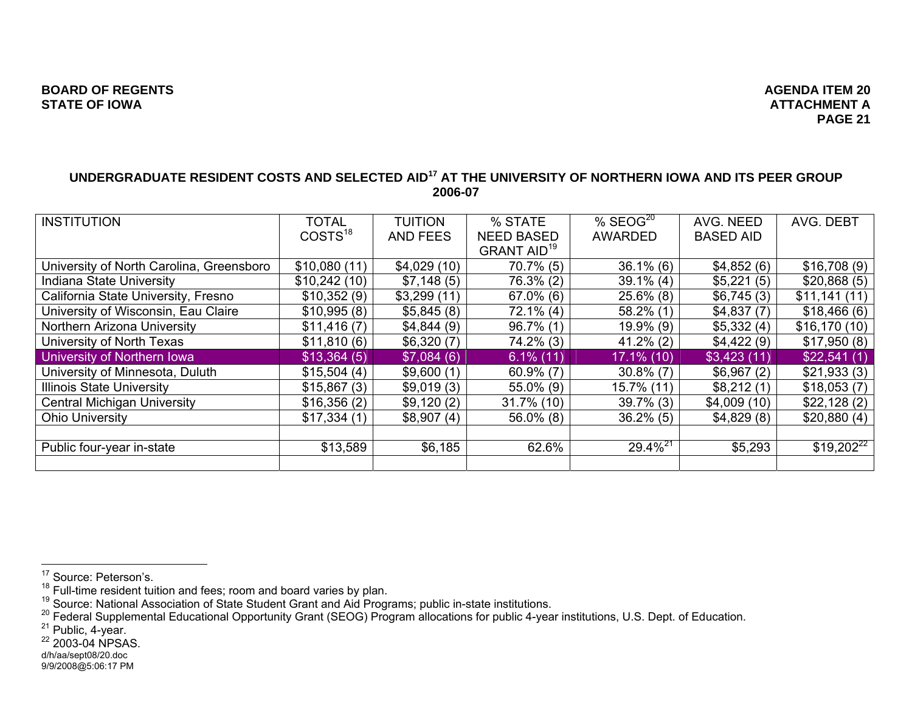**UNDERGRADUATE RESIDENT COSTS AND SELECTED AID[17] AT THE UNIVERSITY OF NORTHERN IOWA AND ITS PEER GROUP 2006-07**

| INSTITUTION | TOTAL COSTS[18] | TUITION AND FEES | % STATE NEED BASED GRANT AID[19] | % SEOG[20] AWARDED | AVG. NEED BASED AID | AVG. DEBT |
|---|---|---|---|---|---|---|
| University of North Carolina, Greensboro | $10,080 (11) | $4,029 (10) | 70.7% (5) | 36.1% (6) | $4,852 (6) | $16,708 (9) |
| Indiana State University | $10,242 (10) | $7,148 (5) | 76.3% (2) | 39.1% (4) | $5,221 (5) | $20,868 (5) |
| California State University, Fresno | $10,352 (9) | $3,299 (11) | 67.0% (6) | 25.6% (8) | $6,745 (3) | $11,141 (11) |
| University of Wisconsin, Eau Claire | $10,995 (8) | $5,845 (8) | 72.1% (4) | 58.2% (1) | $4,837 (7) | $18,466 (6) |
| Northern Arizona University | $11,416 (7) | $4,844 (9) | 96.7% (1) | 19.9% (9) | $5,332 (4) | $16,170 (10) |
| University of North Texas | $11,810 (6) | $6,320 (7) | 74.2% (3) | 41.2% (2) | $4,422 (9) | $17,950 (8) |
| University of Northern Iowa | $13,364 (5) | $7,084 (6) | 6.1% (11) | 17.1% (10) | $3,423 (11) | $22,541 (1) |
| University of Minnesota, Duluth | $15,504 (4) | $9,600 (1) | 60.9% (7) | 30.8% (7) | $6,967 (2) | $21,933 (3) |
| Illinois State University | $15,867 (3) | $9,019 (3) | 55.0% (9) | 15.7% (11) | $8,212 (1) | $18,053 (7) |
| Central Michigan University | $16,356 (2) | $9,120 (2) | 31.7% (10) | 39.7% (3) | $4,009 (10) | $22,128 (2) |
| Ohio University | $17,334 (1) | $8,907 (4) | 56.0% (8) | 36.2% (5) | $4,829 (8) | $20,880 (4) |
| | | | | | | |
| Public four-year in-state | $13,589 | $6,185 | 62.6% | 29.4%[21] | $5,293 | $19,202[22] |
| | | | | | | |

[17] Source: Peterson's.
[18] Full-time resident tuition and fees; room and board varies by plan.
[19] Source: National Association of State Student Grant and Aid Programs; public in-state institutions.
[20] Federal Supplemental Educational Opportunity Grant (SEOG) Program allocations for public 4-year institutions, U.S. Dept. of Education.
[21] Public, 4-year.
[22] 2003-04 NPSAS.

d/h/aa/sept08/20.doc
9/9/2008@5:06:17 PM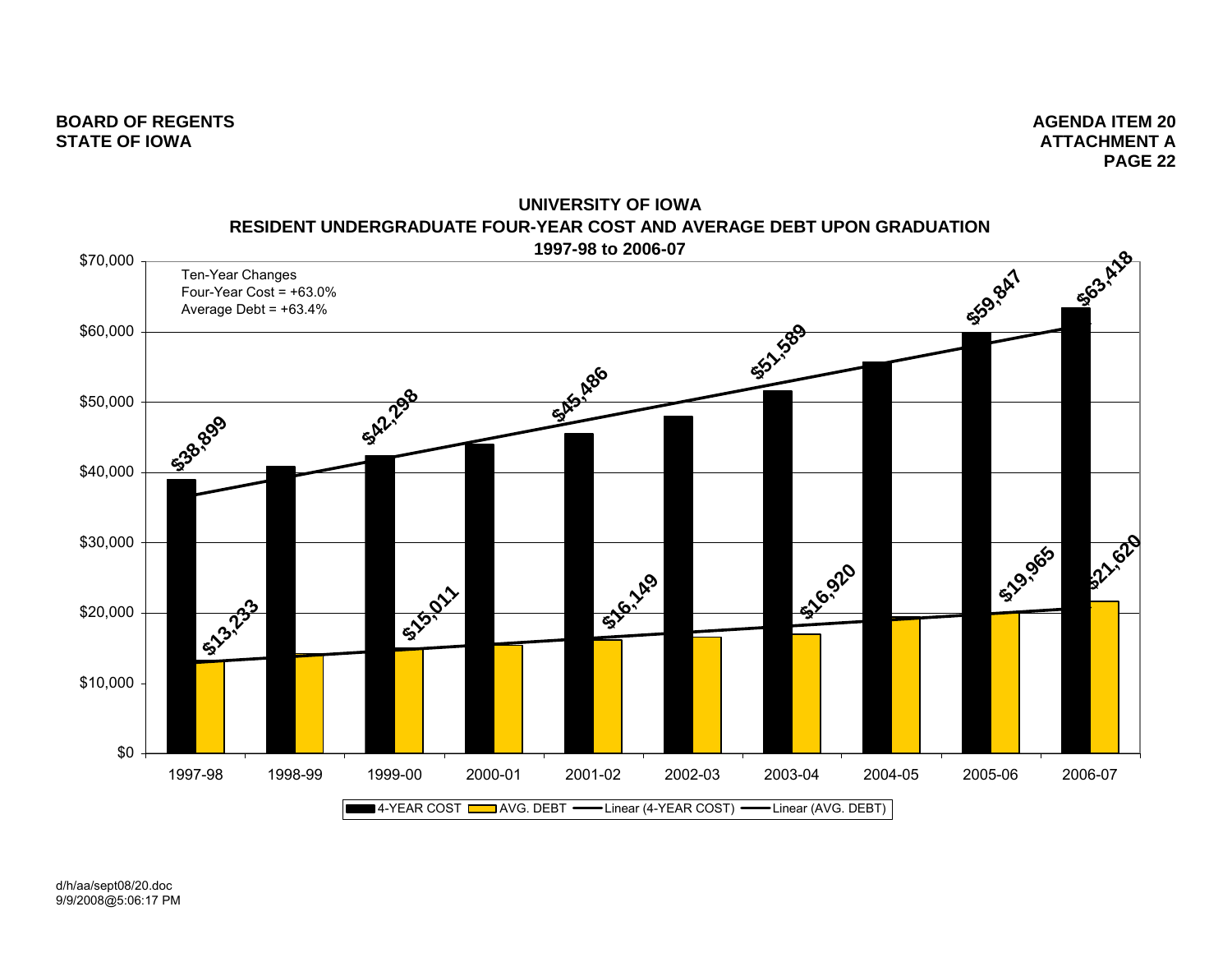BOARD OF REGENTS
STATE OF IOWA

AGENDA ITEM 20
ATTACHMENT A

## UNIVERSITY OF IOWA
## RESIDENT UNDERGRADUATE FOUR-YEAR COST AND AVERAGE DEBT UPON GRADUATION
## 1997-98 to 2006-07

Ten-Year Changes
Four-Year Cost = +63.0%
Average Debt = +63.4%

| Year | 4-YEAR COST | AVG. DEBT |
|---|---|---|
| 1997-98 | $38,899 | $13,233 |
| 1998-99 | | |
| 1999-00 | $42,298 | $15,011 |
| 2000-01 | | |
| 2001-02 | $45,486 | $16,149 |
| 2002-03 | | |
| 2003-04 | $51,589 | $16,920 |
| 2004-05 | | |
| 2005-06 | $59,847 | $19,965 |
| 2006-07 | $63,418 | $21,620 |

Legend: 4-YEAR COST, AVG. DEBT, Linear (4-YEAR COST), Linear (AVG. DEBT)

d/h/aa/sept08/20.doc
9/9/2008@5:06:17 PM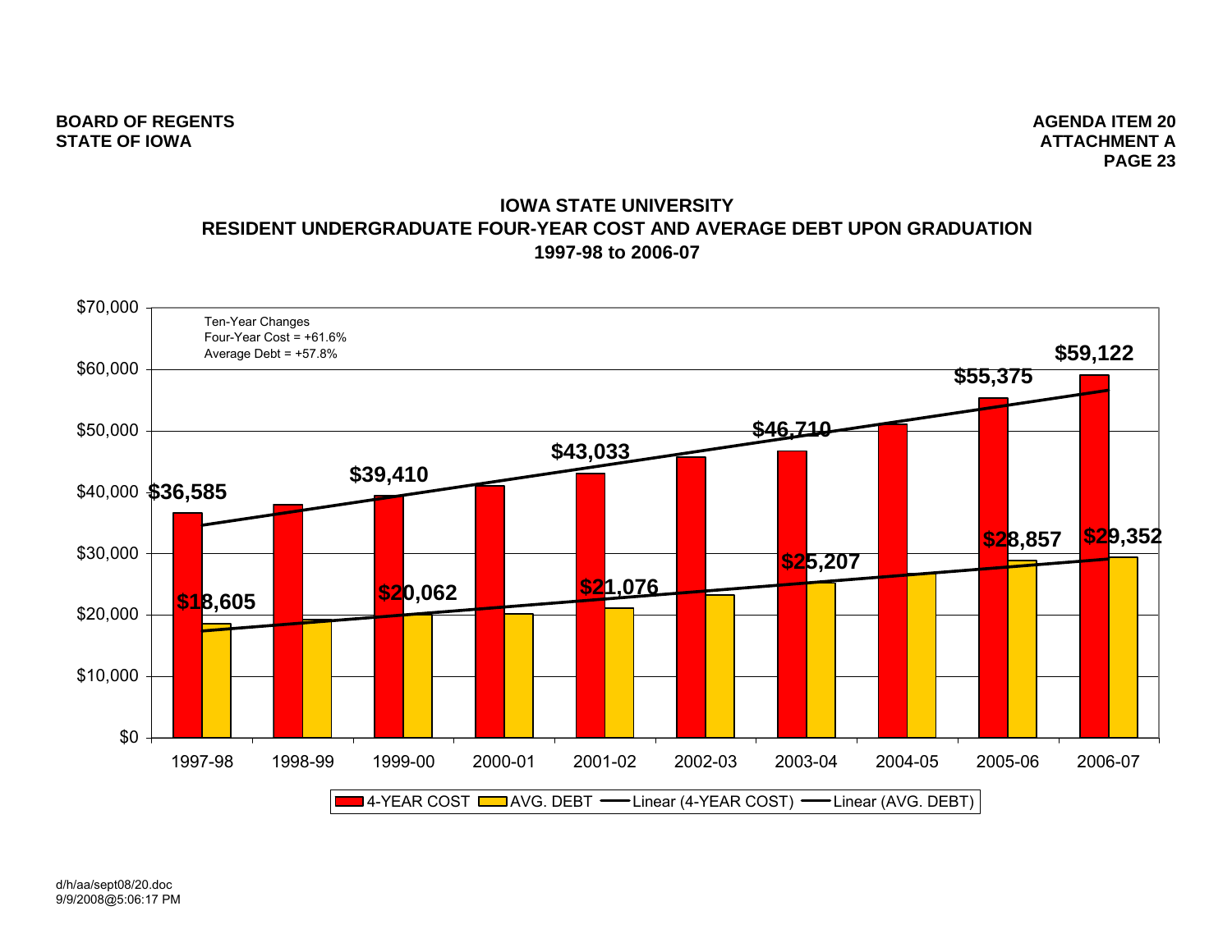**BOARD OF REGENTS**
**STATE OF IOWA**

**AGENDA ITEM 20**
**ATTACHMENT A**

## IOWA STATE UNIVERSITY
## RESIDENT UNDERGRADUATE FOUR-YEAR COST AND AVERAGE DEBT UPON GRADUATION
## 1997-98 to 2006-07

Ten-Year Changes
Four-Year Cost = +61.6%
Average Debt = +57.8%

| Year | 4-YEAR COST | AVG. DEBT |
|---|---|---|
| 1997-98 | $36,585 | $18,605 |
| 1998-99 | | |
| 1999-00 | $39,410 | $20,062 |
| 2000-01 | | |
| 2001-02 | $43,033 | $21,076 |
| 2002-03 | | |
| 2003-04 | $46,710 | $25,207 |
| 2004-05 | | |
| 2005-06 | $55,375 | $28,857 |
| 2006-07 | $59,122 | $29,352 |

4-YEAR COST | AVG. DEBT | Linear (4-YEAR COST) | Linear (AVG. DEBT)

d/h/aa/sept08/20.doc
9/9/2008@5:06:17 PM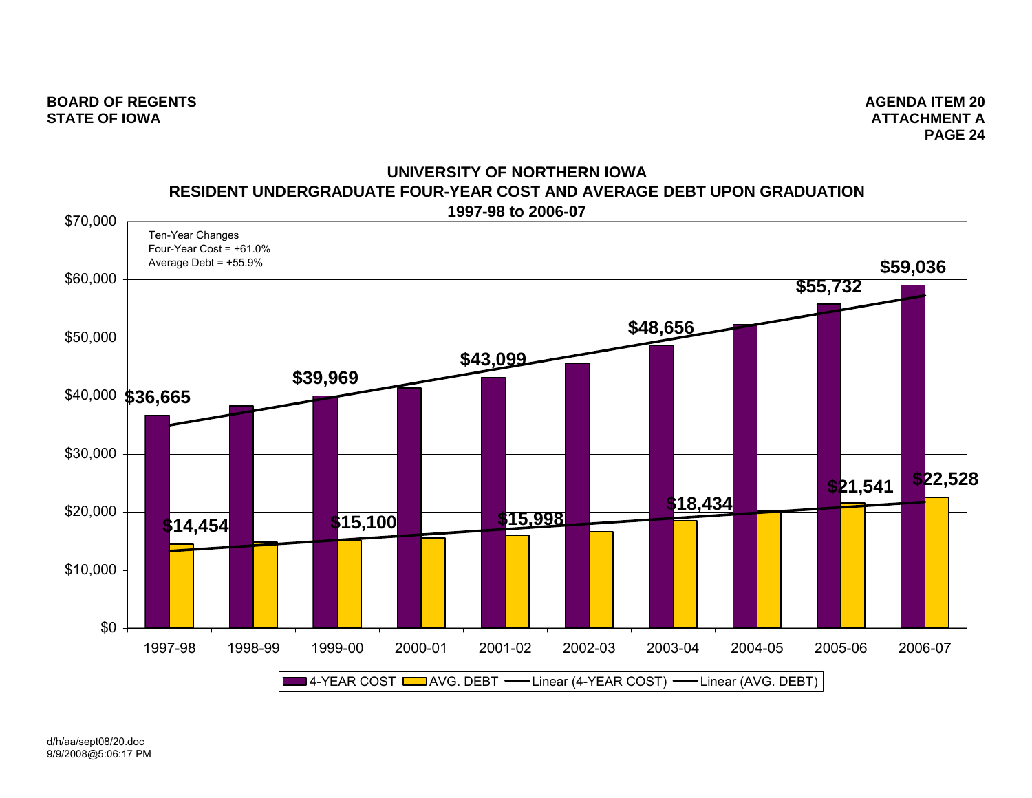**BOARD OF REGENTS**
**STATE OF IOWA**

**AGENDA ITEM 20**
**ATTACHMENT A**

## UNIVERSITY OF NORTHERN IOWA
## RESIDENT UNDERGRADUATE FOUR-YEAR COST AND AVERAGE DEBT UPON GRADUATION
### 1997-98 to 2006-07

Ten-Year Changes
Four-Year Cost = +61.0%
Average Debt = +55.9%

| Year | 4-YEAR COST | AVG. DEBT |
|---|---|---|
| 1997-98 | $36,665 | $14,454 |
| 1998-99 | | |
| 1999-00 | $39,969 | $15,100 |
| 2000-01 | | |
| 2001-02 | $43,099 | $15,998 |
| 2002-03 | | |
| 2003-04 | $48,656 | $18,434 |
| 2004-05 | | |
| 2005-06 | $55,732 | $21,541 |
| 2006-07 | $59,036 | $22,528 |

4-YEAR COST | AVG. DEBT | Linear (4-YEAR COST) | Linear (AVG. DEBT)

d/h/aa/sept08/20.doc
9/9/2008@5:06:17 PM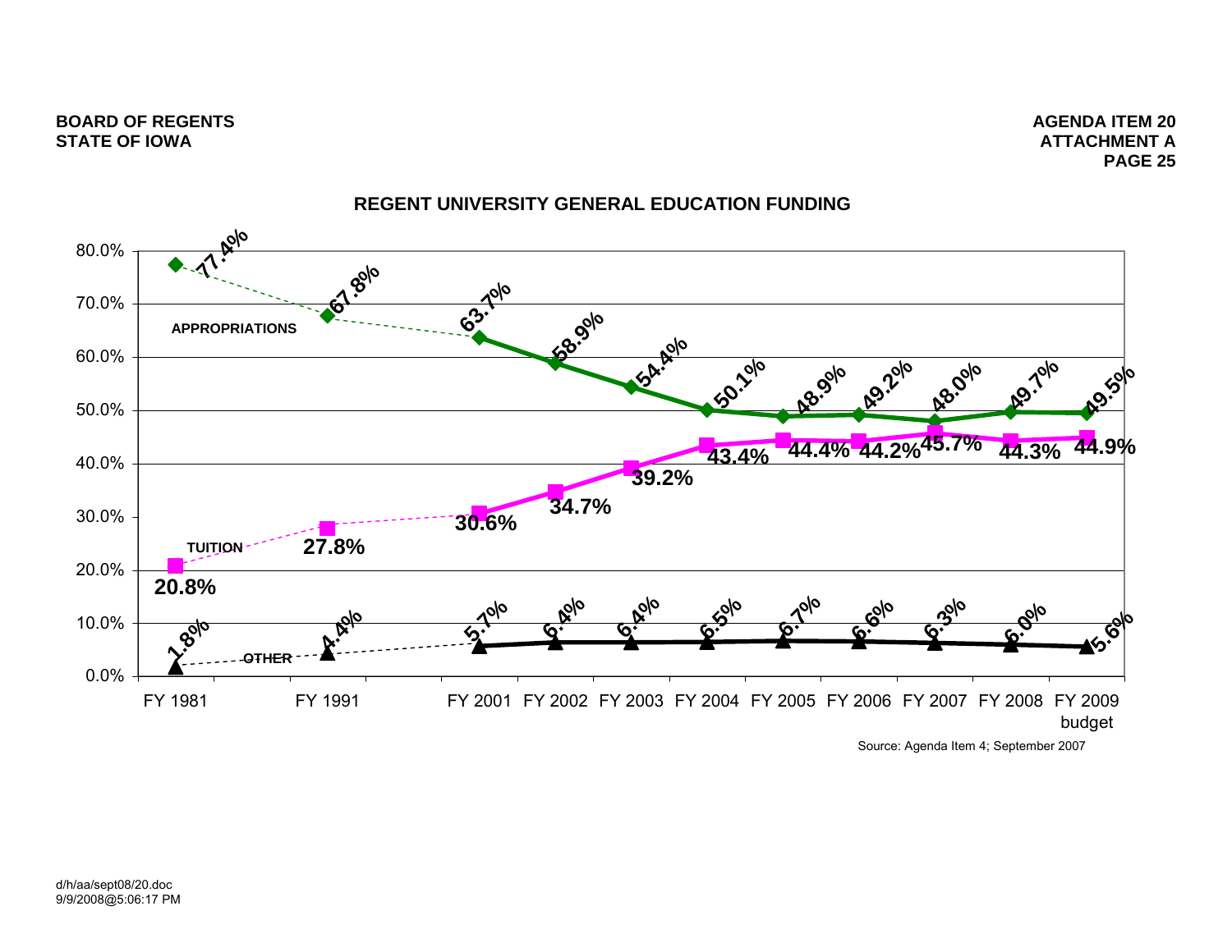## REGENT UNIVERSITY GENERAL EDUCATION FUNDING

| | FY 1981 | FY 1991 | FY 2001 | FY 2002 | FY 2003 | FY 2004 | FY 2005 | FY 2006 | FY 2007 | FY 2008 | FY 2009 budget |
|---|---|---|---|---|---|---|---|---|---|---|---|
| APPROPRIATIONS | 77.4% | 67.8% | 63.7% | 58.9% | 54.4% | 50.1% | 48.9% | 49.2% | 48.0% | 49.7% | 49.5% |
| TUITION | 20.8% | 27.8% | 30.6% | 34.7% | 39.2% | 43.4% | 44.4% | 44.2% | 45.7% | 44.3% | 44.9% |
| OTHER | 1.8% | 4.4% | 5.7% | 6.4% | 6.4% | 6.5% | 6.7% | 6.6% | 6.3% | 6.0% | 5.6% |

Source: Agenda Item 4; September 2007

d/h/aa/sept08/20.doc
9/9/2008@5:06:17 PM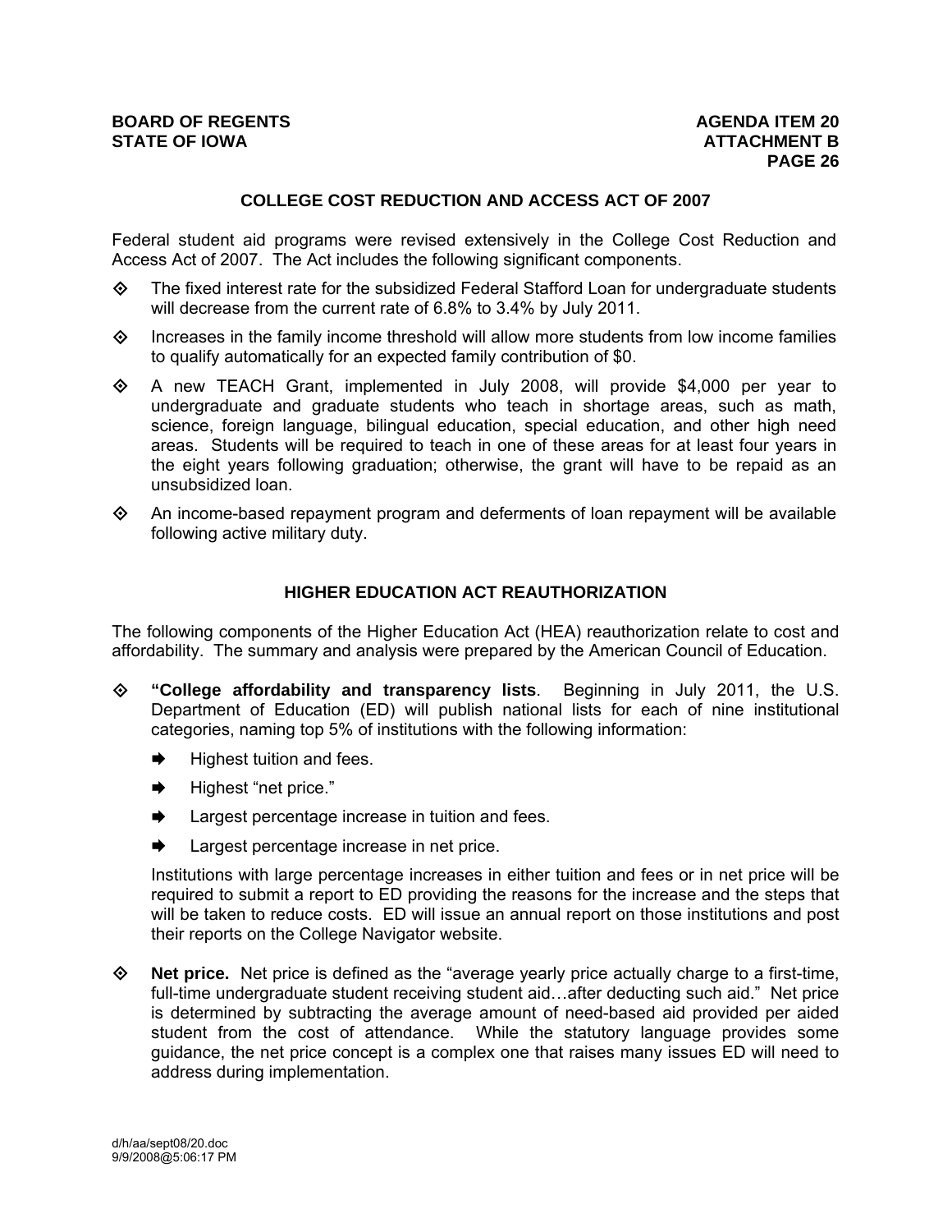## COLLEGE COST REDUCTION AND ACCESS ACT OF 2007

Federal student aid programs were revised extensively in the College Cost Reduction and Access Act of 2007. The Act includes the following significant components.

- The fixed interest rate for the subsidized Federal Stafford Loan for undergraduate students will decrease from the current rate of 6.8% to 3.4% by July 2011.
- Increases in the family income threshold will allow more students from low income families to qualify automatically for an expected family contribution of $0.
- A new TEACH Grant, implemented in July 2008, will provide $4,000 per year to undergraduate and graduate students who teach in shortage areas, such as math, science, foreign language, bilingual education, special education, and other high need areas. Students will be required to teach in one of these areas for at least four years in the eight years following graduation; otherwise, the grant will have to be repaid as an unsubsidized loan.
- An income-based repayment program and deferments of loan repayment will be available following active military duty.

## HIGHER EDUCATION ACT REAUTHORIZATION

The following components of the Higher Education Act (HEA) reauthorization relate to cost and affordability. The summary and analysis were prepared by the American Council of Education.

- **"College affordability and transparency lists**. Beginning in July 2011, the U.S. Department of Education (ED) will publish national lists for each of nine institutional categories, naming top 5% of institutions with the following information:
  - Highest tuition and fees.
  - Highest "net price."
  - Largest percentage increase in tuition and fees.
  - Largest percentage increase in net price.

  Institutions with large percentage increases in either tuition and fees or in net price will be required to submit a report to ED providing the reasons for the increase and the steps that will be taken to reduce costs. ED will issue an annual report on those institutions and post their reports on the College Navigator website.

- **Net price.** Net price is defined as the "average yearly price actually charge to a first-time, full-time undergraduate student receiving student aid…after deducting such aid." Net price is determined by subtracting the average amount of need-based aid provided per aided student from the cost of attendance. While the statutory language provides some guidance, the net price concept is a complex one that raises many issues ED will need to address during implementation.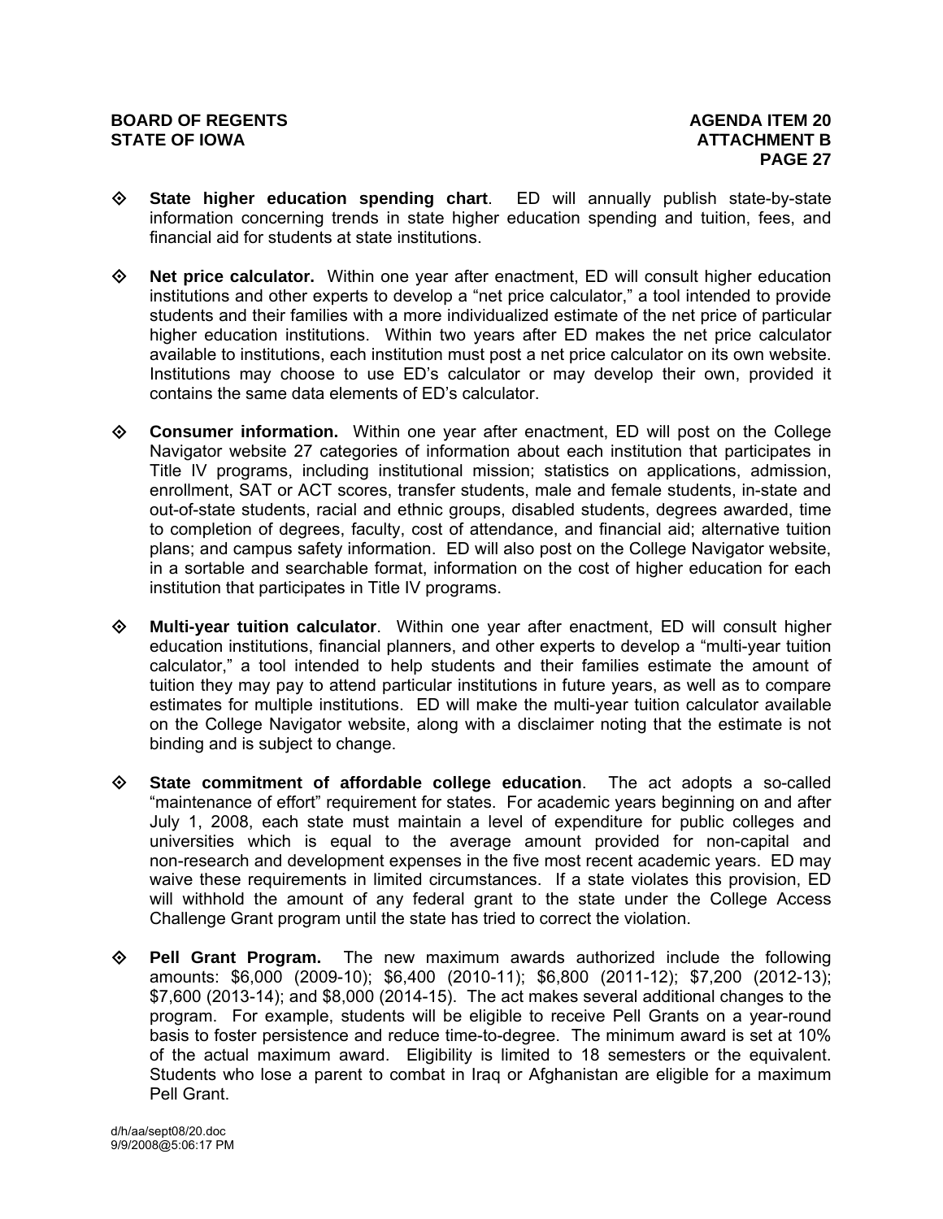- **State higher education spending chart**. ED will annually publish state-by-state information concerning trends in state higher education spending and tuition, fees, and financial aid for students at state institutions.

- **Net price calculator.** Within one year after enactment, ED will consult higher education institutions and other experts to develop a "net price calculator," a tool intended to provide students and their families with a more individualized estimate of the net price of particular higher education institutions. Within two years after ED makes the net price calculator available to institutions, each institution must post a net price calculator on its own website. Institutions may choose to use ED's calculator or may develop their own, provided it contains the same data elements of ED's calculator.

- **Consumer information.** Within one year after enactment, ED will post on the College Navigator website 27 categories of information about each institution that participates in Title IV programs, including institutional mission; statistics on applications, admission, enrollment, SAT or ACT scores, transfer students, male and female students, in-state and out-of-state students, racial and ethnic groups, disabled students, degrees awarded, time to completion of degrees, faculty, cost of attendance, and financial aid; alternative tuition plans; and campus safety information. ED will also post on the College Navigator website, in a sortable and searchable format, information on the cost of higher education for each institution that participates in Title IV programs.

- **Multi-year tuition calculator**. Within one year after enactment, ED will consult higher education institutions, financial planners, and other experts to develop a "multi-year tuition calculator," a tool intended to help students and their families estimate the amount of tuition they may pay to attend particular institutions in future years, as well as to compare estimates for multiple institutions. ED will make the multi-year tuition calculator available on the College Navigator website, along with a disclaimer noting that the estimate is not binding and is subject to change.

- **State commitment of affordable college education**. The act adopts a so-called "maintenance of effort" requirement for states. For academic years beginning on and after July 1, 2008, each state must maintain a level of expenditure for public colleges and universities which is equal to the average amount provided for non-capital and non-research and development expenses in the five most recent academic years. ED may waive these requirements in limited circumstances. If a state violates this provision, ED will withhold the amount of any federal grant to the state under the College Access Challenge Grant program until the state has tried to correct the violation.

- **Pell Grant Program.** The new maximum awards authorized include the following amounts: $6,000 (2009-10); $6,400 (2010-11); $6,800 (2011-12); $7,200 (2012-13); $7,600 (2013-14); and $8,000 (2014-15). The act makes several additional changes to the program. For example, students will be eligible to receive Pell Grants on a year-round basis to foster persistence and reduce time-to-degree. The minimum award is set at 10% of the actual maximum award. Eligibility is limited to 18 semesters or the equivalent. Students who lose a parent to combat in Iraq or Afghanistan are eligible for a maximum Pell Grant.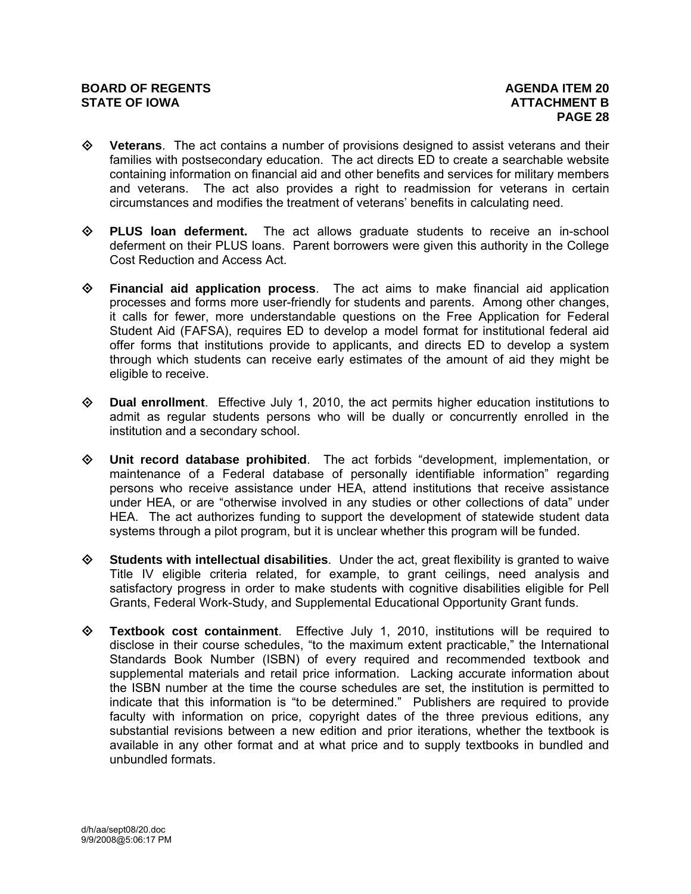- **Veterans**. The act contains a number of provisions designed to assist veterans and their families with postsecondary education. The act directs ED to create a searchable website containing information on financial aid and other benefits and services for military members and veterans. The act also provides a right to readmission for veterans in certain circumstances and modifies the treatment of veterans' benefits in calculating need.

- **PLUS loan deferment.** The act allows graduate students to receive an in-school deferment on their PLUS loans. Parent borrowers were given this authority in the College Cost Reduction and Access Act.

- **Financial aid application process**. The act aims to make financial aid application processes and forms more user-friendly for students and parents. Among other changes, it calls for fewer, more understandable questions on the Free Application for Federal Student Aid (FAFSA), requires ED to develop a model format for institutional federal aid offer forms that institutions provide to applicants, and directs ED to develop a system through which students can receive early estimates of the amount of aid they might be eligible to receive.

- **Dual enrollment**. Effective July 1, 2010, the act permits higher education institutions to admit as regular students persons who will be dually or concurrently enrolled in the institution and a secondary school.

- **Unit record database prohibited**. The act forbids "development, implementation, or maintenance of a Federal database of personally identifiable information" regarding persons who receive assistance under HEA, attend institutions that receive assistance under HEA, or are "otherwise involved in any studies or other collections of data" under HEA. The act authorizes funding to support the development of statewide student data systems through a pilot program, but it is unclear whether this program will be funded.

- **Students with intellectual disabilities**. Under the act, great flexibility is granted to waive Title IV eligible criteria related, for example, to grant ceilings, need analysis and satisfactory progress in order to make students with cognitive disabilities eligible for Pell Grants, Federal Work-Study, and Supplemental Educational Opportunity Grant funds.

- **Textbook cost containment**. Effective July 1, 2010, institutions will be required to disclose in their course schedules, "to the maximum extent practicable," the International Standards Book Number (ISBN) of every required and recommended textbook and supplemental materials and retail price information. Lacking accurate information about the ISBN number at the time the course schedules are set, the institution is permitted to indicate that this information is "to be determined." Publishers are required to provide faculty with information on price, copyright dates of the three previous editions, any substantial revisions between a new edition and prior iterations, whether the textbook is available in any other format and at what price and to supply textbooks in bundled and unbundled formats.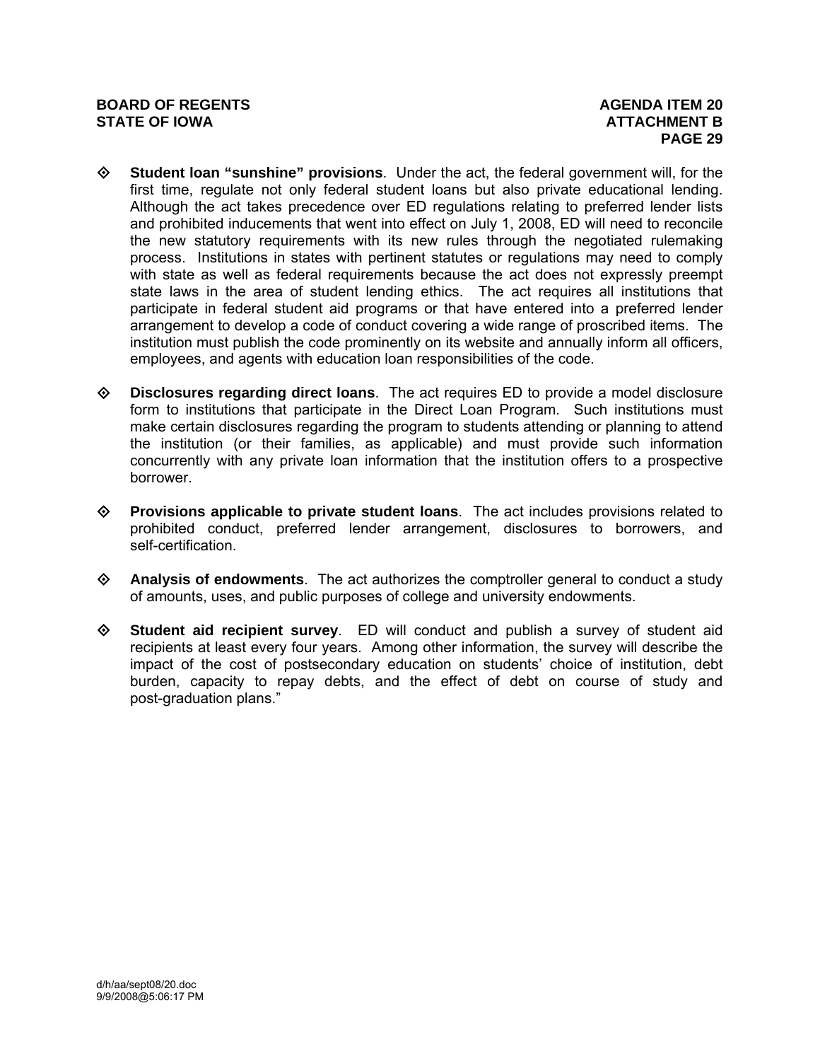- **Student loan "sunshine" provisions**. Under the act, the federal government will, for the first time, regulate not only federal student loans but also private educational lending. Although the act takes precedence over ED regulations relating to preferred lender lists and prohibited inducements that went into effect on July 1, 2008, ED will need to reconcile the new statutory requirements with its new rules through the negotiated rulemaking process. Institutions in states with pertinent statutes or regulations may need to comply with state as well as federal requirements because the act does not expressly preempt state laws in the area of student lending ethics. The act requires all institutions that participate in federal student aid programs or that have entered into a preferred lender arrangement to develop a code of conduct covering a wide range of proscribed items. The institution must publish the code prominently on its website and annually inform all officers, employees, and agents with education loan responsibilities of the code.

- **Disclosures regarding direct loans**. The act requires ED to provide a model disclosure form to institutions that participate in the Direct Loan Program. Such institutions must make certain disclosures regarding the program to students attending or planning to attend the institution (or their families, as applicable) and must provide such information concurrently with any private loan information that the institution offers to a prospective borrower.

- **Provisions applicable to private student loans**. The act includes provisions related to prohibited conduct, preferred lender arrangement, disclosures to borrowers, and self-certification.

- **Analysis of endowments**. The act authorizes the comptroller general to conduct a study of amounts, uses, and public purposes of college and university endowments.

- **Student aid recipient survey**. ED will conduct and publish a survey of student aid recipients at least every four years. Among other information, the survey will describe the impact of the cost of postsecondary education on students' choice of institution, debt burden, capacity to repay debts, and the effect of debt on course of study and post-graduation plans."